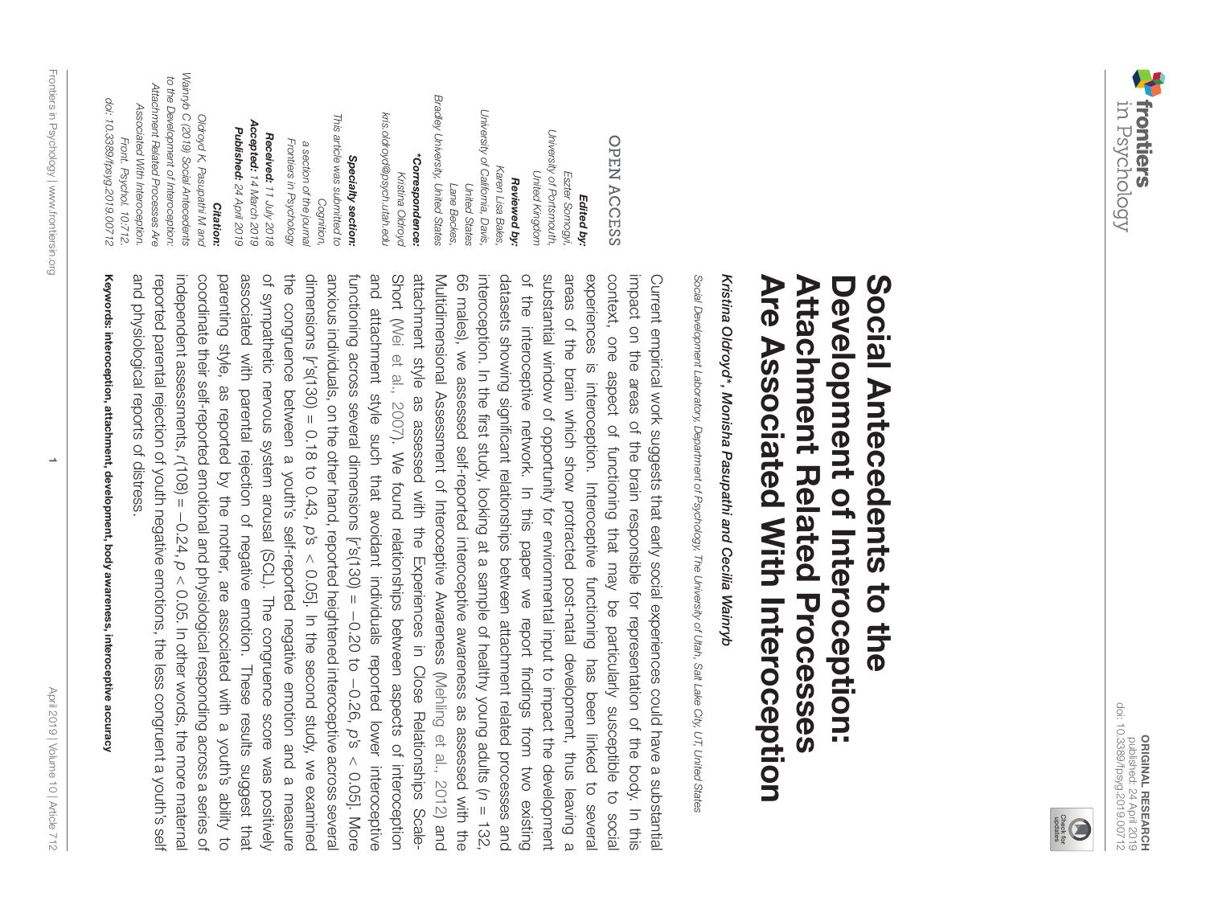ORIGINAL RESEARCH
published: 24 April 2019
doi: 10.3389/fpsyg.2019.00712

# Social Antecedents to the Development of Interoception: Attachment Related Processes Are Associated With Interoception

*Kristina Oldroyd\*, Monisha Pasupathi and Cecilia Wainryb*

*Social Development Laboratory, Department of Psychology, The University of Utah, Salt Lake City, UT, United States*

Current empirical work suggests that early social experiences could have a substantial impact on the areas of the brain responsible for representation of the body. In this context, one aspect of functioning that may be particularly susceptible to social experiences is interoception. Interoceptive functioning has been linked to several areas of the brain which show protracted post-natal development, thus leaving a substantial window of opportunity for environmental input to impact the development of the interoceptive network. In this paper we report findings from two existing datasets showing significant relationships between attachment related processes and interoception. In the first study, looking at a sample of healthy young adults ($n = 132$, 66 males), we assessed self-reported interoceptive awareness as assessed with the Multidimensional Assessment of Interoceptive Awareness (Mehling et al., 2012) and attachment style as assessed with the Experiences in Close Relationships Scale-Short (Wei et al., 2007). We found relationships between aspects of interoception and attachment style such that avoidant individuals reported lower interoceptive functioning across several dimensions [$r$'s$(130) = -0.20$ to $-0.26$, $p$'s $< 0.05$]. More anxious individuals, on the other hand, reported heightened interoceptive across several dimensions [$r$'s$(130) = 0.18$ to $0.43$, $p$'s $< 0.05$]. In the second study, we examined the congruence between a youth's self-reported negative emotion and a measure of sympathetic nervous system arousal (SCL). The congruence score was positively associated with parental rejection of negative emotion. These results suggest that parenting style, as reported by the mother, are associated with a youth's ability to coordinate their self-reported emotional and physiological responding across a series of independent assessments, $r(108) = -0.24$, $p < 0.05$. In other words, the more maternal reported parental rejection of youth negative emotions, the less congruent a youth's self reported and physiological reports of distress.

**Keywords: interoception, attachment, development, body awareness, interoceptive accuracy**

OPEN ACCESS

***Edited by:***
Eszter Somogyi,
University of Portsmouth,
United Kingdom

***Reviewed by:***
Karen Lisa Bales,
University of California, Davis,
United States
Lane Beckes,
Bradley University, United States

***\*Correspondence:***
Kristina Oldroyd
kris.oldroyd@psych.utah.edu

***Specialty section:***
This article was submitted to
Cognition,
a section of the journal
Frontiers in Psychology

***Received:*** 11 July 2018
***Accepted:*** 14 March 2019
***Published:*** 24 April 2019

***Citation:***
Oldroyd K, Pasupathi M and
Wainryb C (2019) Social Antecedents
to the Development of Interoception:
Attachment Related Processes Are
Associated With Interoception.
Front. Psychol. 10:712.
doi: 10.3389/fpsyg.2019.00712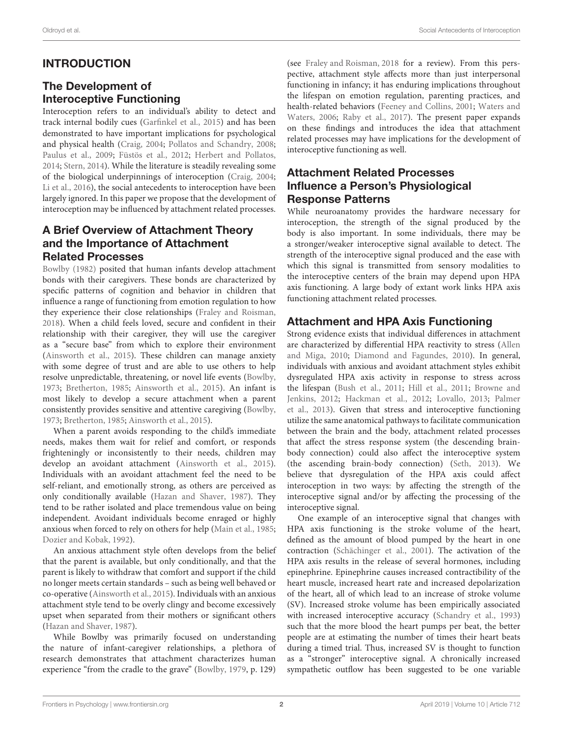## INTRODUCTION

### The Development of Interoceptive Functioning

Interoception refers to an individual's ability to detect and track internal bodily cues (Garfinkel et al., 2015) and has been demonstrated to have important implications for psychological and physical health (Craig, 2004; Pollatos and Schandry, 2008; Paulus et al., 2009; Füstös et al., 2012; Herbert and Pollatos, 2014; Stern, 2014). While the literature is steadily revealing some of the biological underpinnings of interoception (Craig, 2004; Li et al., 2016), the social antecedents to interoception have been largely ignored. In this paper we propose that the development of interoception may be influenced by attachment related processes.

### A Brief Overview of Attachment Theory and the Importance of Attachment Related Processes

Bowlby (1982) posited that human infants develop attachment bonds with their caregivers. These bonds are characterized by specific patterns of cognition and behavior in children that influence a range of functioning from emotion regulation to how they experience their close relationships (Fraley and Roisman, 2018). When a child feels loved, secure and confident in their relationship with their caregiver, they will use the caregiver as a "secure base" from which to explore their environment (Ainsworth et al., 2015). These children can manage anxiety with some degree of trust and are able to use others to help resolve unpredictable, threatening, or novel life events (Bowlby, 1973; Bretherton, 1985; Ainsworth et al., 2015). An infant is most likely to develop a secure attachment when a parent consistently provides sensitive and attentive caregiving (Bowlby, 1973; Bretherton, 1985; Ainsworth et al., 2015).

When a parent avoids responding to the child's immediate needs, makes them wait for relief and comfort, or responds frighteningly or inconsistently to their needs, children may develop an avoidant attachment (Ainsworth et al., 2015). Individuals with an avoidant attachment feel the need to be self-reliant, and emotionally strong, as others are perceived as only conditionally available (Hazan and Shaver, 1987). They tend to be rather isolated and place tremendous value on being independent. Avoidant individuals become enraged or highly anxious when forced to rely on others for help (Main et al., 1985; Dozier and Kobak, 1992).

An anxious attachment style often develops from the belief that the parent is available, but only conditionally, and that the parent is likely to withdraw that comfort and support if the child no longer meets certain standards – such as being well behaved or co-operative (Ainsworth et al., 2015). Individuals with an anxious attachment style tend to be overly clingy and become excessively upset when separated from their mothers or significant others (Hazan and Shaver, 1987).

While Bowlby was primarily focused on understanding the nature of infant-caregiver relationships, a plethora of research demonstrates that attachment characterizes human experience "from the cradle to the grave" (Bowlby, 1979, p. 129) (see Fraley and Roisman, 2018 for a review). From this perspective, attachment style affects more than just interpersonal functioning in infancy; it has enduring implications throughout the lifespan on emotion regulation, parenting practices, and health-related behaviors (Feeney and Collins, 2001; Waters and Waters, 2006; Raby et al., 2017). The present paper expands on these findings and introduces the idea that attachment related processes may have implications for the development of interoceptive functioning as well.

### Attachment Related Processes Influence a Person's Physiological Response Patterns

While neuroanatomy provides the hardware necessary for interoception, the strength of the signal produced by the body is also important. In some individuals, there may be a stronger/weaker interoceptive signal available to detect. The strength of the interoceptive signal produced and the ease with which this signal is transmitted from sensory modalities to the interoceptive centers of the brain may depend upon HPA axis functioning. A large body of extant work links HPA axis functioning attachment related processes.

### Attachment and HPA Axis Functioning

Strong evidence exists that individual differences in attachment are characterized by differential HPA reactivity to stress (Allen and Miga, 2010; Diamond and Fagundes, 2010). In general, individuals with anxious and avoidant attachment styles exhibit dysregulated HPA axis activity in response to stress across the lifespan (Bush et al., 2011; Hill et al., 2011; Browne and Jenkins, 2012; Hackman et al., 2012; Lovallo, 2013; Palmer et al., 2013). Given that stress and interoceptive functioning utilize the same anatomical pathways to facilitate communication between the brain and the body, attachment related processes that affect the stress response system (the descending brain-body connection) could also affect the interoceptive system (the ascending brain-body connection) (Seth, 2013). We believe that dysregulation of the HPA axis could affect interoception in two ways: by affecting the strength of the interoceptive signal and/or by affecting the processing of the interoceptive signal.

One example of an interoceptive signal that changes with HPA axis functioning is the stroke volume of the heart, defined as the amount of blood pumped by the heart in one contraction (Schächinger et al., 2001). The activation of the HPA axis results in the release of several hormones, including epinephrine. Epinephrine causes increased contractibility of the heart muscle, increased heart rate and increased depolarization of the heart, all of which lead to an increase of stroke volume (SV). Increased stroke volume has been empirically associated with increased interoceptive accuracy (Schandry et al., 1993) such that the more blood the heart pumps per beat, the better people are at estimating the number of times their heart beats during a timed trial. Thus, increased SV is thought to function as a "stronger" interoceptive signal. A chronically increased sympathetic outflow has been suggested to be one variable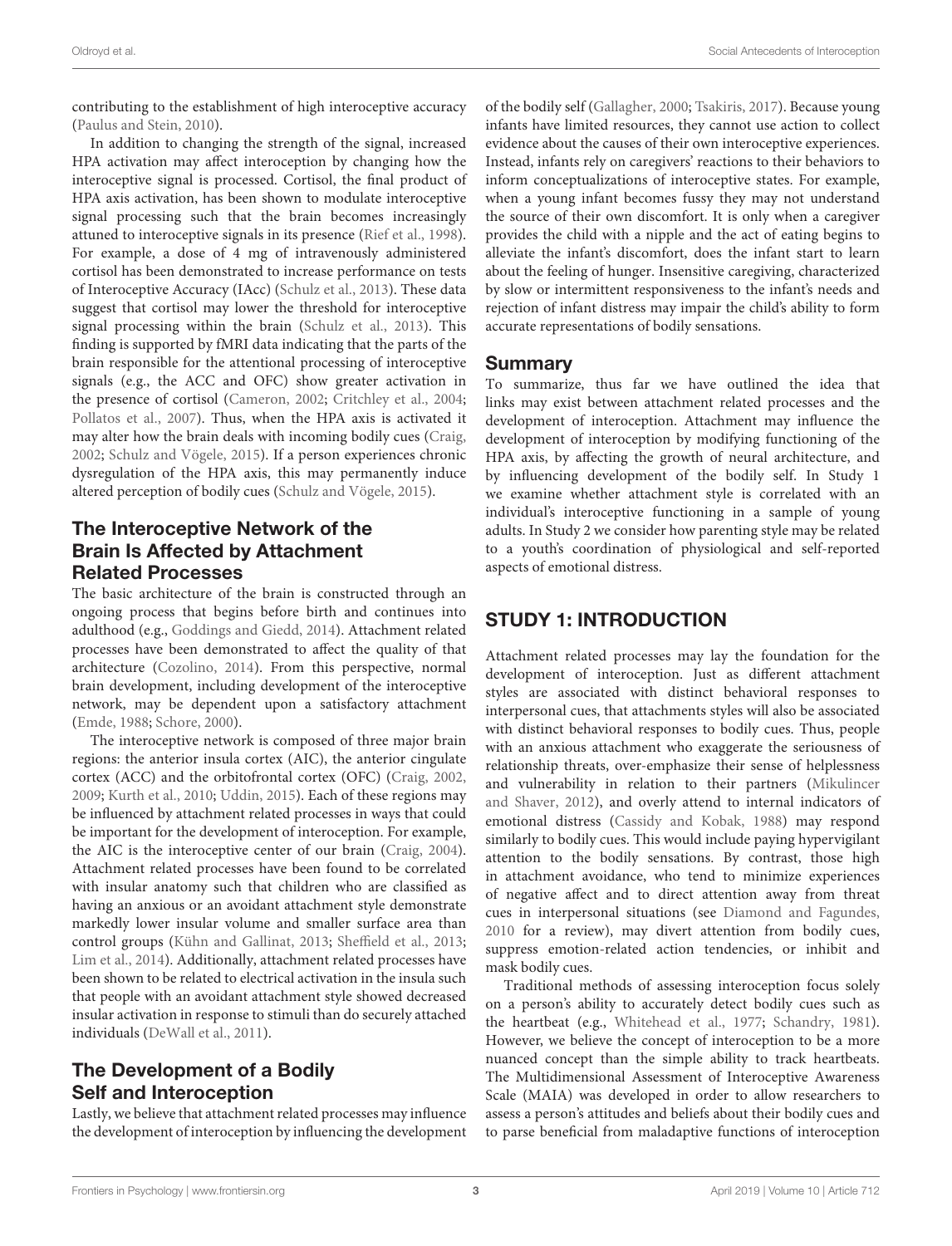contributing to the establishment of high interoceptive accuracy (Paulus and Stein, 2010).

In addition to changing the strength of the signal, increased HPA activation may affect interoception by changing how the interoceptive signal is processed. Cortisol, the final product of HPA axis activation, has been shown to modulate interoceptive signal processing such that the brain becomes increasingly attuned to interoceptive signals in its presence (Rief et al., 1998). For example, a dose of 4 mg of intravenously administered cortisol has been demonstrated to increase performance on tests of Interoceptive Accuracy (IAcc) (Schulz et al., 2013). These data suggest that cortisol may lower the threshold for interoceptive signal processing within the brain (Schulz et al., 2013). This finding is supported by fMRI data indicating that the parts of the brain responsible for the attentional processing of interoceptive signals (e.g., the ACC and OFC) show greater activation in the presence of cortisol (Cameron, 2002; Critchley et al., 2004; Pollatos et al., 2007). Thus, when the HPA axis is activated it may alter how the brain deals with incoming bodily cues (Craig, 2002; Schulz and Vögele, 2015). If a person experiences chronic dysregulation of the HPA axis, this may permanently induce altered perception of bodily cues (Schulz and Vögele, 2015).

## The Interoceptive Network of the Brain Is Affected by Attachment Related Processes

The basic architecture of the brain is constructed through an ongoing process that begins before birth and continues into adulthood (e.g., Goddings and Giedd, 2014). Attachment related processes have been demonstrated to affect the quality of that architecture (Cozolino, 2014). From this perspective, normal brain development, including development of the interoceptive network, may be dependent upon a satisfactory attachment (Emde, 1988; Schore, 2000).

The interoceptive network is composed of three major brain regions: the anterior insula cortex (AIC), the anterior cingulate cortex (ACC) and the orbitofrontal cortex (OFC) (Craig, 2002, 2009; Kurth et al., 2010; Uddin, 2015). Each of these regions may be influenced by attachment related processes in ways that could be important for the development of interoception. For example, the AIC is the interoceptive center of our brain (Craig, 2004). Attachment related processes have been found to be correlated with insular anatomy such that children who are classified as having an anxious or an avoidant attachment style demonstrate markedly lower insular volume and smaller surface area than control groups (Kühn and Gallinat, 2013; Sheffield et al., 2013; Lim et al., 2014). Additionally, attachment related processes have been shown to be related to electrical activation in the insula such that people with an avoidant attachment style showed decreased insular activation in response to stimuli than do securely attached individuals (DeWall et al., 2011).

## The Development of a Bodily Self and Interoception

Lastly, we believe that attachment related processes may influence the development of interoception by influencing the development of the bodily self (Gallagher, 2000; Tsakiris, 2017). Because young infants have limited resources, they cannot use action to collect evidence about the causes of their own interoceptive experiences. Instead, infants rely on caregivers' reactions to their behaviors to inform conceptualizations of interoceptive states. For example, when a young infant becomes fussy they may not understand the source of their own discomfort. It is only when a caregiver provides the child with a nipple and the act of eating begins to alleviate the infant's discomfort, does the infant start to learn about the feeling of hunger. Insensitive caregiving, characterized by slow or intermittent responsiveness to the infant's needs and rejection of infant distress may impair the child's ability to form accurate representations of bodily sensations.

## Summary

To summarize, thus far we have outlined the idea that links may exist between attachment related processes and the development of interoception. Attachment may influence the development of interoception by modifying functioning of the HPA axis, by affecting the growth of neural architecture, and by influencing development of the bodily self. In Study 1 we examine whether attachment style is correlated with an individual's interoceptive functioning in a sample of young adults. In Study 2 we consider how parenting style may be related to a youth's coordination of physiological and self-reported aspects of emotional distress.

# STUDY 1: INTRODUCTION

Attachment related processes may lay the foundation for the development of interoception. Just as different attachment styles are associated with distinct behavioral responses to interpersonal cues, that attachments styles will also be associated with distinct behavioral responses to bodily cues. Thus, people with an anxious attachment who exaggerate the seriousness of relationship threats, over-emphasize their sense of helplessness and vulnerability in relation to their partners (Mikulincer and Shaver, 2012), and overly attend to internal indicators of emotional distress (Cassidy and Kobak, 1988) may respond similarly to bodily cues. This would include paying hypervigilant attention to the bodily sensations. By contrast, those high in attachment avoidance, who tend to minimize experiences of negative affect and to direct attention away from threat cues in interpersonal situations (see Diamond and Fagundes, 2010 for a review), may divert attention from bodily cues, suppress emotion-related action tendencies, or inhibit and mask bodily cues.

Traditional methods of assessing interoception focus solely on a person's ability to accurately detect bodily cues such as the heartbeat (e.g., Whitehead et al., 1977; Schandry, 1981). However, we believe the concept of interoception to be a more nuanced concept than the simple ability to track heartbeats. The Multidimensional Assessment of Interoceptive Awareness Scale (MAIA) was developed in order to allow researchers to assess a person's attitudes and beliefs about their bodily cues and to parse beneficial from maladaptive functions of interoception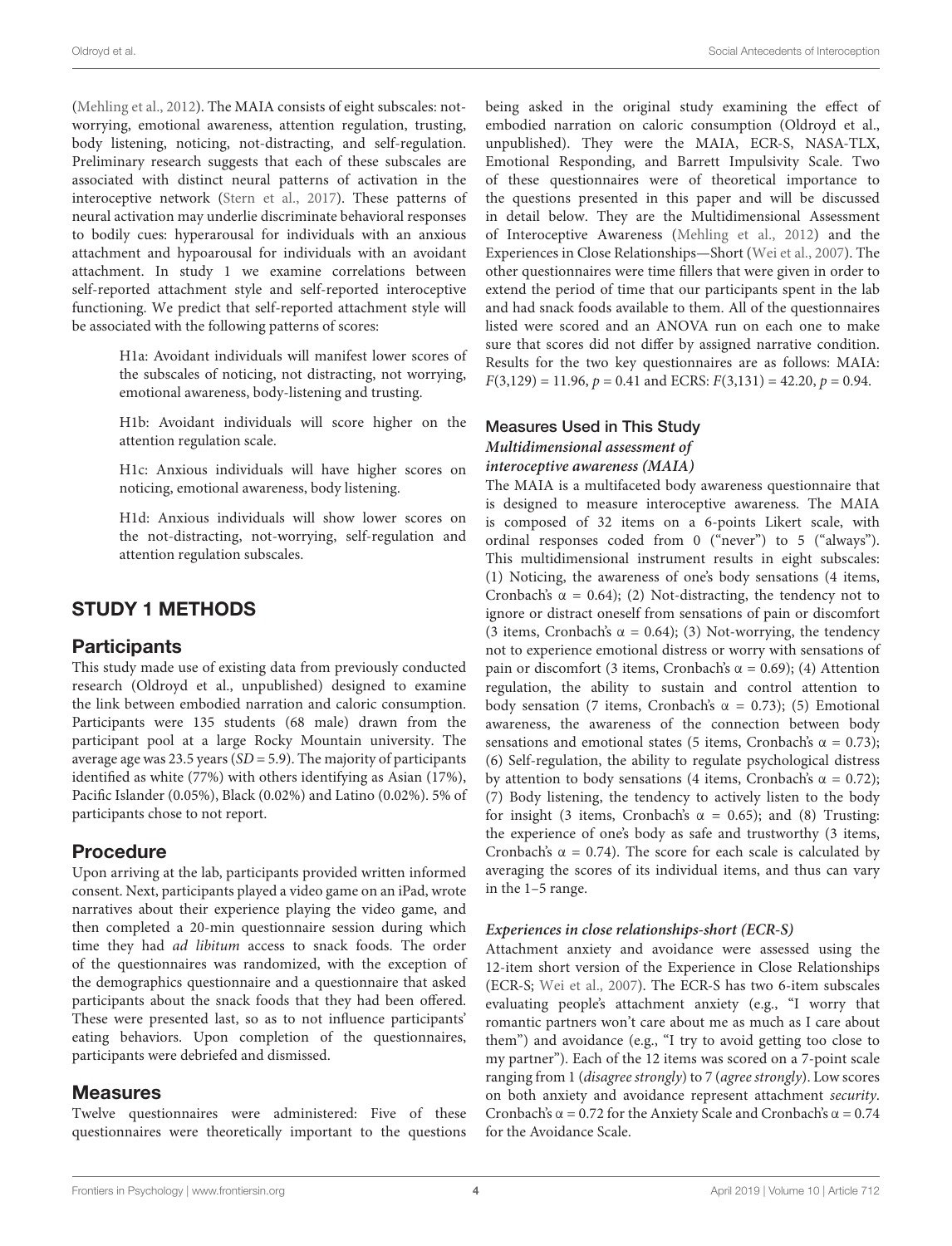(Mehling et al., 2012). The MAIA consists of eight subscales: not-worrying, emotional awareness, attention regulation, trusting, body listening, noticing, not-distracting, and self-regulation. Preliminary research suggests that each of these subscales are associated with distinct neural patterns of activation in the interoceptive network (Stern et al., 2017). These patterns of neural activation may underlie discriminate behavioral responses to bodily cues: hyperarousal for individuals with an anxious attachment and hypoarousal for individuals with an avoidant attachment. In study 1 we examine correlations between self-reported attachment style and self-reported interoceptive functioning. We predict that self-reported attachment style will be associated with the following patterns of scores:

> H1a: Avoidant individuals will manifest lower scores of the subscales of noticing, not distracting, not worrying, emotional awareness, body-listening and trusting.
>
> H1b: Avoidant individuals will score higher on the attention regulation scale.
>
> H1c: Anxious individuals will have higher scores on noticing, emotional awareness, body listening.
>
> H1d: Anxious individuals will show lower scores on the not-distracting, not-worrying, self-regulation and attention regulation subscales.

# STUDY 1 METHODS

## Participants

This study made use of existing data from previously conducted research (Oldroyd et al., unpublished) designed to examine the link between embodied narration and caloric consumption. Participants were 135 students (68 male) drawn from the participant pool at a large Rocky Mountain university. The average age was 23.5 years ($SD = 5.9$). The majority of participants identified as white (77%) with others identifying as Asian (17%), Pacific Islander (0.05%), Black (0.02%) and Latino (0.02%). 5% of participants chose to not report.

## Procedure

Upon arriving at the lab, participants provided written informed consent. Next, participants played a video game on an iPad, wrote narratives about their experience playing the video game, and then completed a 20-min questionnaire session during which time they had *ad libitum* access to snack foods. The order of the questionnaires was randomized, with the exception of the demographics questionnaire and a questionnaire that asked participants about the snack foods that they had been offered. These were presented last, so as to not influence participants' eating behaviors. Upon completion of the questionnaires, participants were debriefed and dismissed.

## Measures

Twelve questionnaires were administered: Five of these questionnaires were theoretically important to the questions being asked in the original study examining the effect of embodied narration on caloric consumption (Oldroyd et al., unpublished). They were the MAIA, ECR-S, NASA-TLX, Emotional Responding, and Barrett Impulsivity Scale. Two of these questionnaires were of theoretical importance to the questions presented in this paper and will be discussed in detail below. They are the Multidimensional Assessment of Interoceptive Awareness (Mehling et al., 2012) and the Experiences in Close Relationships—Short (Wei et al., 2007). The other questionnaires were time fillers that were given in order to extend the period of time that our participants spent in the lab and had snack foods available to them. All of the questionnaires listed were scored and an ANOVA run on each one to make sure that scores did not differ by assigned narrative condition. Results for the two key questionnaires are as follows: MAIA: $F(3,129) = 11.96$, $p = 0.41$ and ECRS: $F(3,131) = 42.20$, $p = 0.94$.

### Measures Used in This Study

#### *Multidimensional assessment of interoceptive awareness (MAIA)*

The MAIA is a multifaceted body awareness questionnaire that is designed to measure interoceptive awareness. The MAIA is composed of 32 items on a 6-points Likert scale, with ordinal responses coded from 0 ("never") to 5 ("always"). This multidimensional instrument results in eight subscales: (1) Noticing, the awareness of one's body sensations (4 items, Cronbach's $\alpha = 0.64$); (2) Not-distracting, the tendency not to ignore or distract oneself from sensations of pain or discomfort (3 items, Cronbach's $\alpha = 0.64$); (3) Not-worrying, the tendency not to experience emotional distress or worry with sensations of pain or discomfort (3 items, Cronbach's $\alpha = 0.69$); (4) Attention regulation, the ability to sustain and control attention to body sensation (7 items, Cronbach's $\alpha = 0.73$); (5) Emotional awareness, the awareness of the connection between body sensations and emotional states (5 items, Cronbach's $\alpha = 0.73$); (6) Self-regulation, the ability to regulate psychological distress by attention to body sensations (4 items, Cronbach's $\alpha = 0.72$); (7) Body listening, the tendency to actively listen to the body for insight (3 items, Cronbach's $\alpha = 0.65$); and (8) Trusting: the experience of one's body as safe and trustworthy (3 items, Cronbach's $\alpha = 0.74$). The score for each scale is calculated by averaging the scores of its individual items, and thus can vary in the 1–5 range.

#### *Experiences in close relationships-short (ECR-S)*

Attachment anxiety and avoidance were assessed using the 12-item short version of the Experience in Close Relationships (ECR-S; Wei et al., 2007). The ECR-S has two 6-item subscales evaluating people's attachment anxiety (e.g., "I worry that romantic partners won't care about me as much as I care about them") and avoidance (e.g., "I try to avoid getting too close to my partner"). Each of the 12 items was scored on a 7-point scale ranging from 1 (*disagree strongly*) to 7 (*agree strongly*). Low scores on both anxiety and avoidance represent attachment *security*. Cronbach's $\alpha = 0.72$ for the Anxiety Scale and Cronbach's $\alpha = 0.74$ for the Avoidance Scale.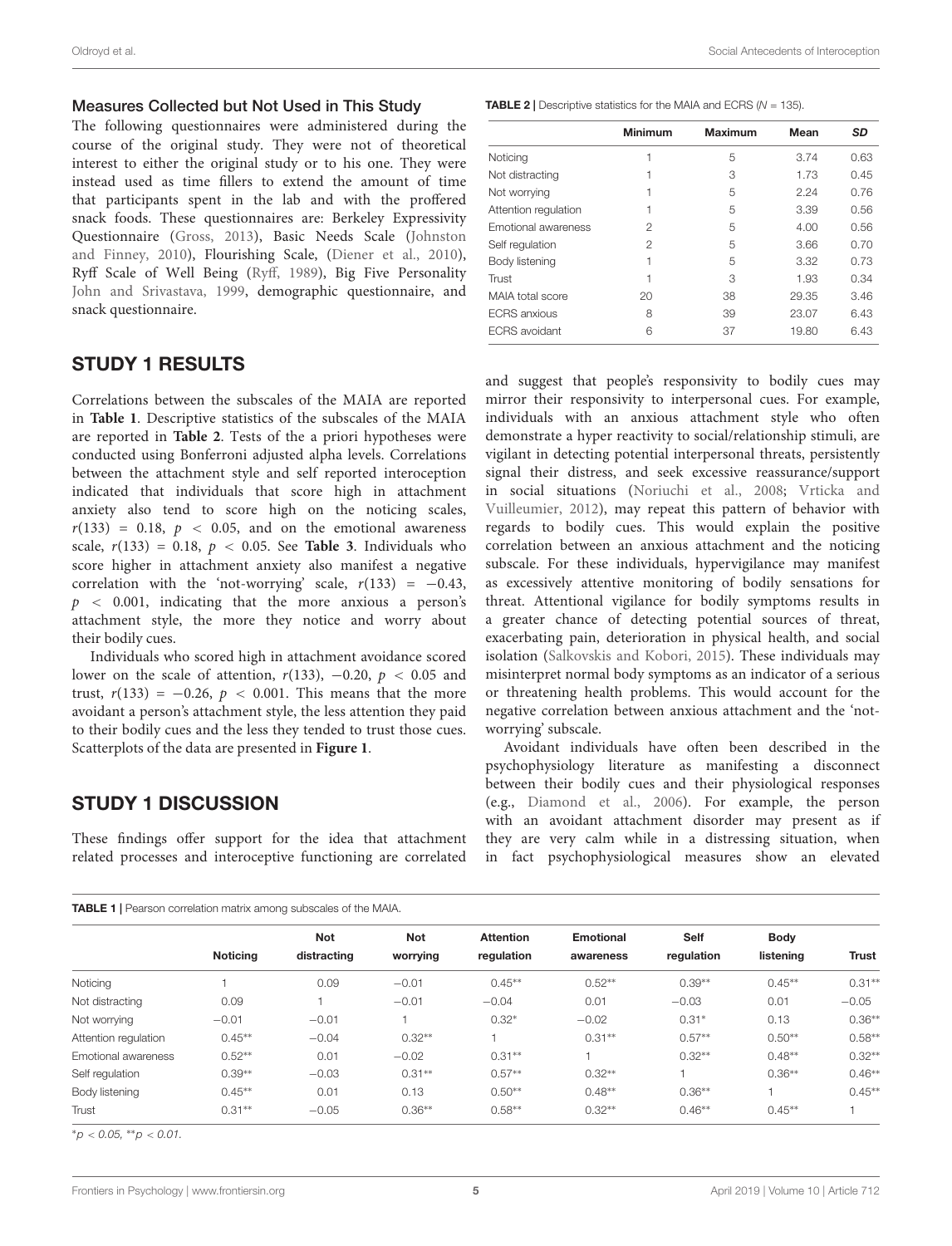### Measures Collected but Not Used in This Study

The following questionnaires were administered during the course of the original study. They were not of theoretical interest to either the original study or to his one. They were instead used as time fillers to extend the amount of time that participants spent in the lab and with the proffered snack foods. These questionnaires are: Berkeley Expressivity Questionnaire (Gross, 2013), Basic Needs Scale (Johnston and Finney, 2010), Flourishing Scale, (Diener et al., 2010), Ryff Scale of Well Being (Ryff, 1989), Big Five Personality John and Srivastava, 1999, demographic questionnaire, and snack questionnaire.

## STUDY 1 RESULTS

Correlations between the subscales of the MAIA are reported in **Table 1**. Descriptive statistics of the subscales of the MAIA are reported in **Table 2**. Tests of the a priori hypotheses were conducted using Bonferroni adjusted alpha levels. Correlations between the attachment style and self reported interoception indicated that individuals that score high in attachment anxiety also tend to score high on the noticing scales, $r(133) = 0.18$, $p < 0.05$, and on the emotional awareness scale, $r(133) = 0.18$, $p < 0.05$. See **Table 3**. Individuals who score higher in attachment anxiety also manifest a negative correlation with the 'not-worrying' scale, $r(133) = -0.43$, $p < 0.001$, indicating that the more anxious a person's attachment style, the more they notice and worry about their bodily cues.

Individuals who scored high in attachment avoidance scored lower on the scale of attention, $r(133)$, $-0.20$, $p < 0.05$ and trust, $r(133) = -0.26$, $p < 0.001$. This means that the more avoidant a person's attachment style, the less attention they paid to their bodily cues and the less they tended to trust those cues. Scatterplots of the data are presented in **Figure 1**.

## STUDY 1 DISCUSSION

These findings offer support for the idea that attachment related processes and interoceptive functioning are correlated and suggest that people's responsivity to bodily cues may mirror their responsivity to interpersonal cues. For example, individuals with an anxious attachment style who often demonstrate a hyper reactivity to social/relationship stimuli, are vigilant in detecting potential interpersonal threats, persistently signal their distress, and seek excessive reassurance/support in social situations (Noriuchi et al., 2008; Vrticka and Vuilleumier, 2012), may repeat this pattern of behavior with regards to bodily cues. This would explain the positive correlation between an anxious attachment and the noticing subscale. For these individuals, hypervigilance may manifest as excessively attentive monitoring of bodily sensations for threat. Attentional vigilance for bodily symptoms results in a greater chance of detecting potential sources of threat, exacerbating pain, deterioration in physical health, and social isolation (Salkovskis and Kobori, 2015). These individuals may misinterpret normal body symptoms as an indicator of a serious or threatening health problems. This would account for the negative correlation between anxious attachment and the 'not-worrying' subscale.

Avoidant individuals have often been described in the psychophysiology literature as manifesting a disconnect between their bodily cues and their physiological responses (e.g., Diamond et al., 2006). For example, the person with an avoidant attachment disorder may present as if they are very calm while in a distressing situation, when in fact psychophysiological measures show an elevated

**TABLE 2 |** Descriptive statistics for the MAIA and ECRS ($N = 135$).

| | Minimum | Maximum | Mean | *SD* |
|---|---|---|---|---|
| Noticing | 1 | 5 | 3.74 | 0.63 |
| Not distracting | 1 | 3 | 1.73 | 0.45 |
| Not worrying | 1 | 5 | 2.24 | 0.76 |
| Attention regulation | 1 | 5 | 3.39 | 0.56 |
| Emotional awareness | 2 | 5 | 4.00 | 0.56 |
| Self regulation | 2 | 5 | 3.66 | 0.70 |
| Body listening | 1 | 5 | 3.32 | 0.73 |
| Trust | 1 | 3 | 1.93 | 0.34 |
| MAIA total score | 20 | 38 | 29.35 | 3.46 |
| ECRS anxious | 8 | 39 | 23.07 | 6.43 |
| ECRS avoidant | 6 | 37 | 19.80 | 6.43 |

**TABLE 1 |** Pearson correlation matrix among subscales of the MAIA.

| | Noticing | Not distracting | Not worrying | Attention regulation | Emotional awareness | Self regulation | Body listening | Trust |
|---|---|---|---|---|---|---|---|---|
| Noticing | 1 | 0.09 | −0.01 | 0.45** | 0.52** | 0.39** | 0.45** | 0.31** |
| Not distracting | 0.09 | 1 | −0.01 | −0.04 | 0.01 | −0.03 | 0.01 | −0.05 |
| Not worrying | −0.01 | −0.01 | 1 | 0.32* | −0.02 | 0.31* | 0.13 | 0.36** |
| Attention regulation | 0.45** | −0.04 | 0.32** | 1 | 0.31** | 0.57** | 0.50** | 0.58** |
| Emotional awareness | 0.52** | 0.01 | −0.02 | 0.31** | 1 | 0.32** | 0.48** | 0.32** |
| Self regulation | 0.39** | −0.03 | 0.31** | 0.57** | 0.32** | 1 | 0.36** | 0.46** |
| Body listening | 0.45** | 0.01 | 0.13 | 0.50** | 0.48** | 0.36** | 1 | 0.45** |
| Trust | 0.31** | −0.05 | 0.36** | 0.58** | 0.32** | 0.46** | 0.45** | 1 |

*$p < 0.05$, **$p < 0.01$.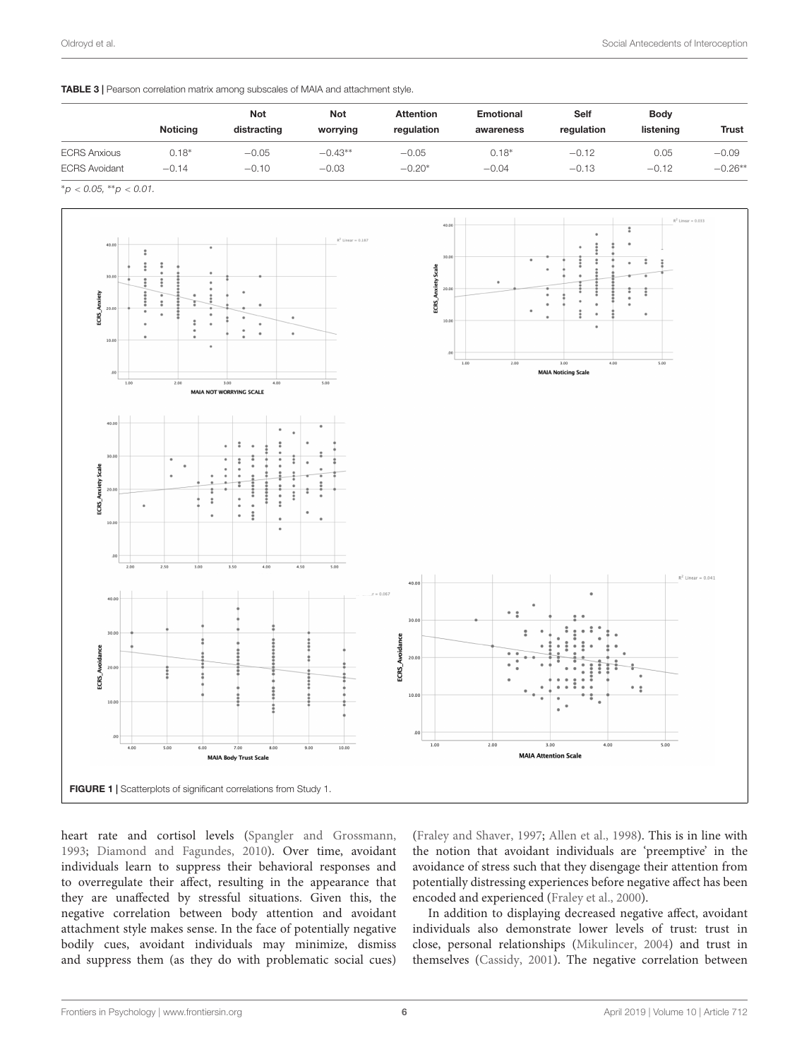**TABLE 3** | Pearson correlation matrix among subscales of MAIA and attachment style.

| | Noticing | Not distracting | Not worrying | Attention regulation | Emotional awareness | Self regulation | Body listening | Trust |
|---|---|---|---|---|---|---|---|---|
| ECRS Anxious | 0.18* | −0.05 | −0.43** | −0.05 | 0.18* | −0.12 | 0.05 | −0.09 |
| ECRS Avoidant | −0.14 | −0.10 | −0.03 | −0.20* | −0.04 | −0.13 | −0.12 | −0.26** |

*$p < 0.05$, **$p < 0.01$.

**FIGURE 1** | Scatterplots of significant correlations from Study 1.

heart rate and cortisol levels (Spangler and Grossmann, 1993; Diamond and Fagundes, 2010). Over time, avoidant individuals learn to suppress their behavioral responses and to overregulate their affect, resulting in the appearance that they are unaffected by stressful situations. Given this, the negative correlation between body attention and avoidant attachment style makes sense. In the face of potentially negative bodily cues, avoidant individuals may minimize, dismiss and suppress them (as they do with problematic social cues) (Fraley and Shaver, 1997; Allen et al., 1998). This is in line with the notion that avoidant individuals are 'preemptive' in the avoidance of stress such that they disengage their attention from potentially distressing experiences before negative affect has been encoded and experienced (Fraley et al., 2000).

In addition to displaying decreased negative affect, avoidant individuals also demonstrate lower levels of trust: trust in close, personal relationships (Mikulincer, 2004) and trust in themselves (Cassidy, 2001). The negative correlation between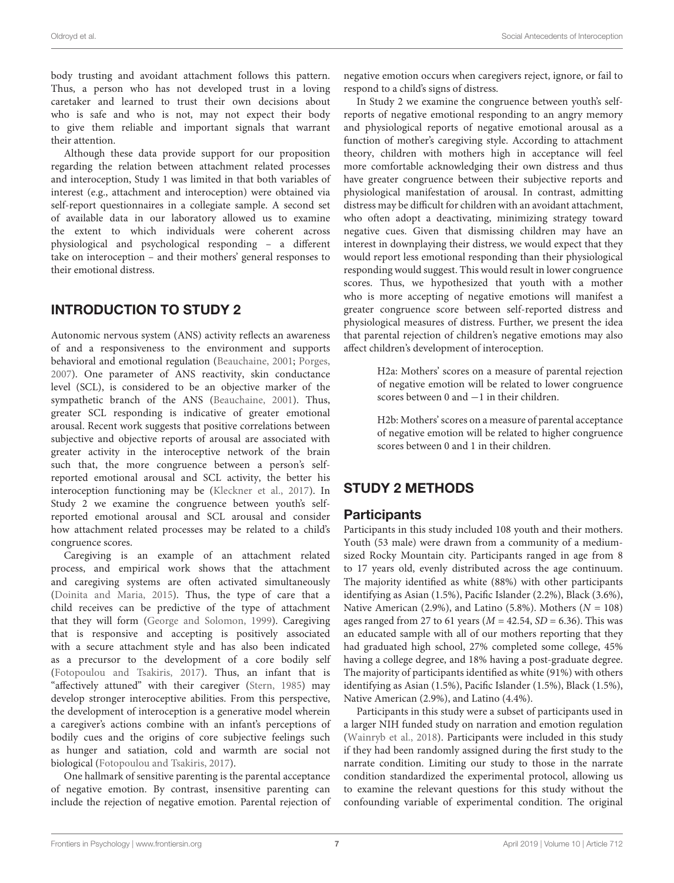body trusting and avoidant attachment follows this pattern. Thus, a person who has not developed trust in a loving caretaker and learned to trust their own decisions about who is safe and who is not, may not expect their body to give them reliable and important signals that warrant their attention.

Although these data provide support for our proposition regarding the relation between attachment related processes and interoception, Study 1 was limited in that both variables of interest (e.g., attachment and interoception) were obtained via self-report questionnaires in a collegiate sample. A second set of available data in our laboratory allowed us to examine the extent to which individuals were coherent across physiological and psychological responding – a different take on interoception – and their mothers' general responses to their emotional distress.

## INTRODUCTION TO STUDY 2

Autonomic nervous system (ANS) activity reflects an awareness of and a responsiveness to the environment and supports behavioral and emotional regulation (Beauchaine, 2001; Porges, 2007). One parameter of ANS reactivity, skin conductance level (SCL), is considered to be an objective marker of the sympathetic branch of the ANS (Beauchaine, 2001). Thus, greater SCL responding is indicative of greater emotional arousal. Recent work suggests that positive correlations between subjective and objective reports of arousal are associated with greater activity in the interoceptive network of the brain such that, the more congruence between a person's self-reported emotional arousal and SCL activity, the better his interoception functioning may be (Kleckner et al., 2017). In Study 2 we examine the congruence between youth's self-reported emotional arousal and SCL arousal and consider how attachment related processes may be related to a child's congruence scores.

Caregiving is an example of an attachment related process, and empirical work shows that the attachment and caregiving systems are often activated simultaneously (Doinita and Maria, 2015). Thus, the type of care that a child receives can be predictive of the type of attachment that they will form (George and Solomon, 1999). Caregiving that is responsive and accepting is positively associated with a secure attachment style and has also been indicated as a precursor to the development of a core bodily self (Fotopoulou and Tsakiris, 2017). Thus, an infant that is "affectively attuned" with their caregiver (Stern, 1985) may develop stronger interoceptive abilities. From this perspective, the development of interoception is a generative model wherein a caregiver's actions combine with an infant's perceptions of bodily cues and the origins of core subjective feelings such as hunger and satiation, cold and warmth are social not biological (Fotopoulou and Tsakiris, 2017).

One hallmark of sensitive parenting is the parental acceptance of negative emotion. By contrast, insensitive parenting can include the rejection of negative emotion. Parental rejection of negative emotion occurs when caregivers reject, ignore, or fail to respond to a child's signs of distress.

In Study 2 we examine the congruence between youth's self-reports of negative emotional responding to an angry memory and physiological reports of negative emotional arousal as a function of mother's caregiving style. According to attachment theory, children with mothers high in acceptance will feel more comfortable acknowledging their own distress and thus have greater congruence between their subjective reports and physiological manifestation of arousal. In contrast, admitting distress may be difficult for children with an avoidant attachment, who often adopt a deactivating, minimizing strategy toward negative cues. Given that dismissing children may have an interest in downplaying their distress, we would expect that they would report less emotional responding than their physiological responding would suggest. This would result in lower congruence scores. Thus, we hypothesized that youth with a mother who is more accepting of negative emotions will manifest a greater congruence score between self-reported distress and physiological measures of distress. Further, we present the idea that parental rejection of children's negative emotions may also affect children's development of interoception.

> H2a: Mothers' scores on a measure of parental rejection of negative emotion will be related to lower congruence scores between 0 and −1 in their children.

> H2b: Mothers' scores on a measure of parental acceptance of negative emotion will be related to higher congruence scores between 0 and 1 in their children.

## STUDY 2 METHODS

### Participants

Participants in this study included 108 youth and their mothers. Youth (53 male) were drawn from a community of a medium-sized Rocky Mountain city. Participants ranged in age from 8 to 17 years old, evenly distributed across the age continuum. The majority identified as white (88%) with other participants identifying as Asian (1.5%), Pacific Islander (2.2%), Black (3.6%), Native American (2.9%), and Latino (5.8%). Mothers ($N = 108$) ages ranged from 27 to 61 years ($M = 42.54$, $SD = 6.36$). This was an educated sample with all of our mothers reporting that they had graduated high school, 27% completed some college, 45% having a college degree, and 18% having a post-graduate degree. The majority of participants identified as white (91%) with others identifying as Asian (1.5%), Pacific Islander (1.5%), Black (1.5%), Native American (2.9%), and Latino (4.4%).

Participants in this study were a subset of participants used in a larger NIH funded study on narration and emotion regulation (Wainryb et al., 2018). Participants were included in this study if they had been randomly assigned during the first study to the narrate condition. Limiting our study to those in the narrate condition standardized the experimental protocol, allowing us to examine the relevant questions for this study without the confounding variable of experimental condition. The original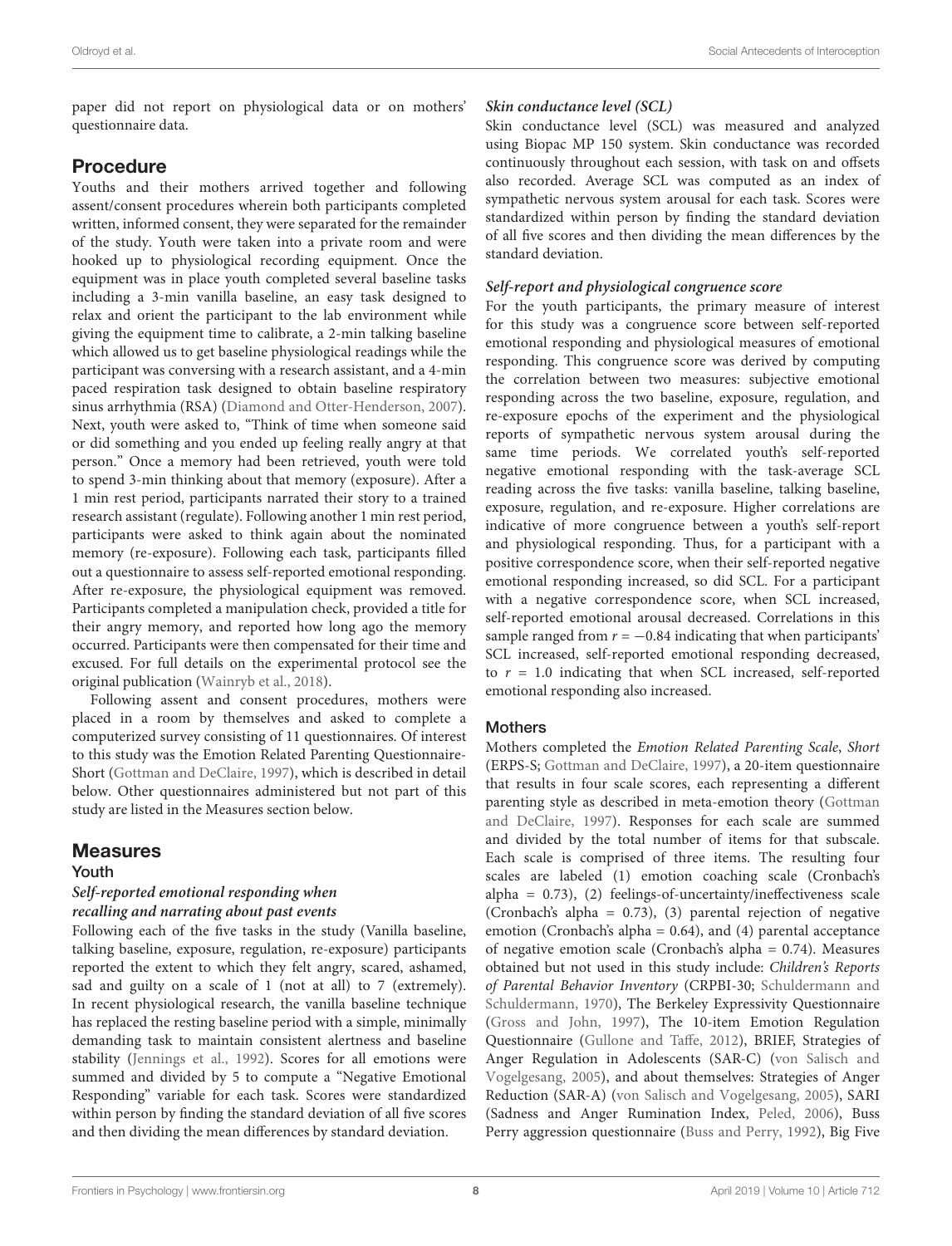paper did not report on physiological data or on mothers' questionnaire data.

## Procedure

Youths and their mothers arrived together and following assent/consent procedures wherein both participants completed written, informed consent, they were separated for the remainder of the study. Youth were taken into a private room and were hooked up to physiological recording equipment. Once the equipment was in place youth completed several baseline tasks including a 3-min vanilla baseline, an easy task designed to relax and orient the participant to the lab environment while giving the equipment time to calibrate, a 2-min talking baseline which allowed us to get baseline physiological readings while the participant was conversing with a research assistant, and a 4-min paced respiration task designed to obtain baseline respiratory sinus arrhythmia (RSA) (Diamond and Otter-Henderson, 2007). Next, youth were asked to, "Think of time when someone said or did something and you ended up feeling really angry at that person." Once a memory had been retrieved, youth were told to spend 3-min thinking about that memory (exposure). After a 1 min rest period, participants narrated their story to a trained research assistant (regulate). Following another 1 min rest period, participants were asked to think again about the nominated memory (re-exposure). Following each task, participants filled out a questionnaire to assess self-reported emotional responding. After re-exposure, the physiological equipment was removed. Participants completed a manipulation check, provided a title for their angry memory, and reported how long ago the memory occurred. Participants were then compensated for their time and excused. For full details on the experimental protocol see the original publication (Wainryb et al., 2018).

Following assent and consent procedures, mothers were placed in a room by themselves and asked to complete a computerized survey consisting of 11 questionnaires. Of interest to this study was the Emotion Related Parenting Questionnaire-Short (Gottman and DeClaire, 1997), which is described in detail below. Other questionnaires administered but not part of this study are listed in the Measures section below.

## Measures

### Youth

#### *Self-reported emotional responding when recalling and narrating about past events*

Following each of the five tasks in the study (Vanilla baseline, talking baseline, exposure, regulation, re-exposure) participants reported the extent to which they felt angry, scared, ashamed, sad and guilty on a scale of 1 (not at all) to 7 (extremely). In recent physiological research, the vanilla baseline technique has replaced the resting baseline period with a simple, minimally demanding task to maintain consistent alertness and baseline stability (Jennings et al., 1992). Scores for all emotions were summed and divided by 5 to compute a "Negative Emotional Responding" variable for each task. Scores were standardized within person by finding the standard deviation of all five scores and then dividing the mean differences by standard deviation.

#### *Skin conductance level (SCL)*

Skin conductance level (SCL) was measured and analyzed using Biopac MP 150 system. Skin conductance was recorded continuously throughout each session, with task on and offsets also recorded. Average SCL was computed as an index of sympathetic nervous system arousal for each task. Scores were standardized within person by finding the standard deviation of all five scores and then dividing the mean differences by the standard deviation.

#### *Self-report and physiological congruence score*

For the youth participants, the primary measure of interest for this study was a congruence score between self-reported emotional responding and physiological measures of emotional responding. This congruence score was derived by computing the correlation between two measures: subjective emotional responding across the two baseline, exposure, regulation, and re-exposure epochs of the experiment and the physiological reports of sympathetic nervous system arousal during the same time periods. We correlated youth's self-reported negative emotional responding with the task-average SCL reading across the five tasks: vanilla baseline, talking baseline, exposure, regulation, and re-exposure. Higher correlations are indicative of more congruence between a youth's self-report and physiological responding. Thus, for a participant with a positive correspondence score, when their self-reported negative emotional responding increased, so did SCL. For a participant with a negative correspondence score, when SCL increased, self-reported emotional arousal decreased. Correlations in this sample ranged from $r = -0.84$ indicating that when participants' SCL increased, self-reported emotional responding decreased, to $r = 1.0$ indicating that when SCL increased, self-reported emotional responding also increased.

### Mothers

Mothers completed the *Emotion Related Parenting Scale, Short* (ERPS-S; Gottman and DeClaire, 1997), a 20-item questionnaire that results in four scale scores, each representing a different parenting style as described in meta-emotion theory (Gottman and DeClaire, 1997). Responses for each scale are summed and divided by the total number of items for that subscale. Each scale is comprised of three items. The resulting four scales are labeled (1) emotion coaching scale (Cronbach's alpha = 0.73), (2) feelings-of-uncertainty/ineffectiveness scale (Cronbach's alpha = 0.73), (3) parental rejection of negative emotion (Cronbach's alpha = 0.64), and (4) parental acceptance of negative emotion scale (Cronbach's alpha = 0.74). Measures obtained but not used in this study include: *Children's Reports of Parental Behavior Inventory* (CRPBI-30; Schuldermann and Schuldermann, 1970), The Berkeley Expressivity Questionnaire (Gross and John, 1997), The 10-item Emotion Regulation Questionnaire (Gullone and Taffe, 2012), BRIEF, Strategies of Anger Regulation in Adolescents (SAR-C) (von Salisch and Vogelgesang, 2005), and about themselves: Strategies of Anger Reduction (SAR-A) (von Salisch and Vogelgesang, 2005), SARI (Sadness and Anger Rumination Index, Peled, 2006), Buss Perry aggression questionnaire (Buss and Perry, 1992), Big Five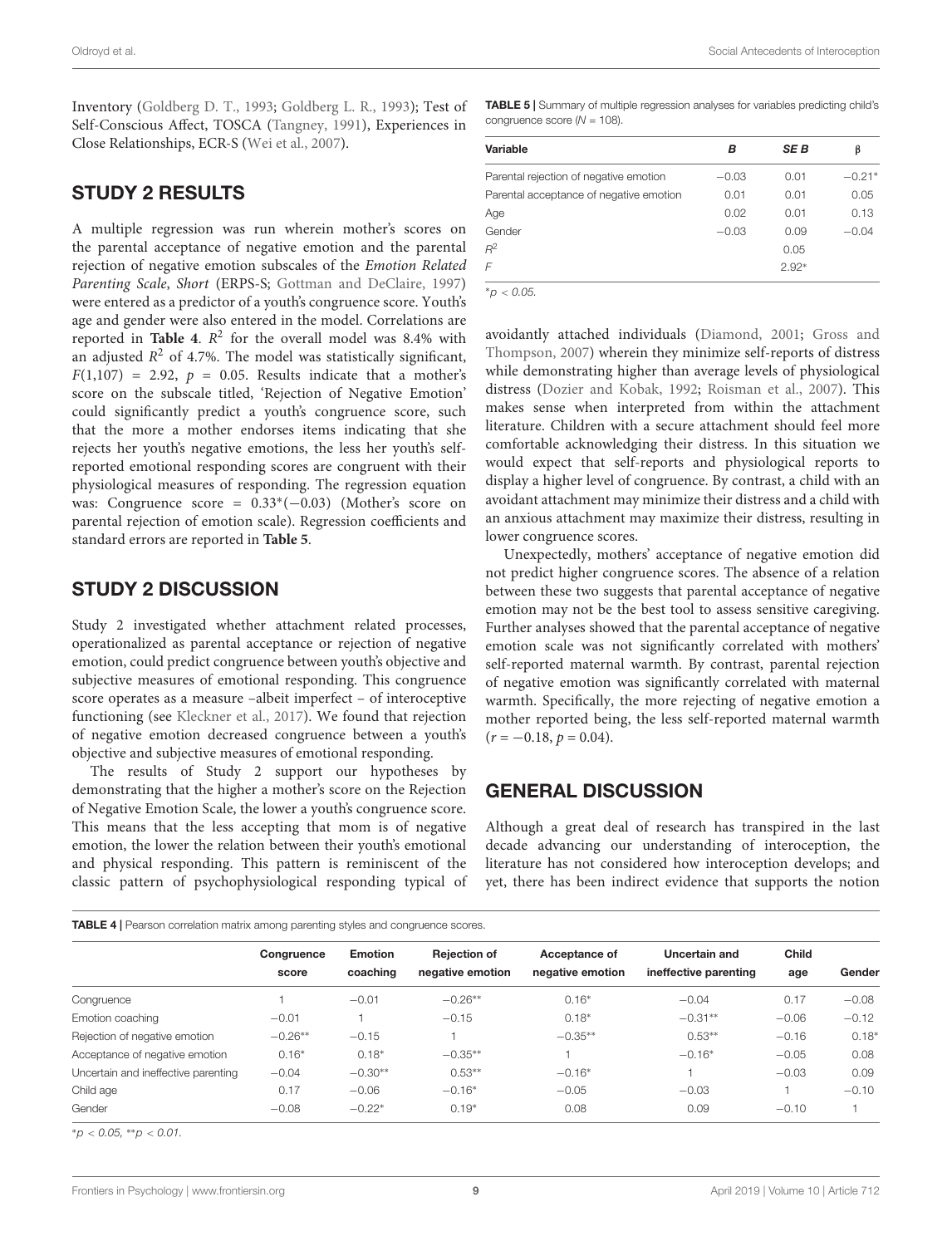Inventory (Goldberg D. T., 1993; Goldberg L. R., 1993); Test of Self-Conscious Affect, TOSCA (Tangney, 1991), Experiences in Close Relationships, ECR-S (Wei et al., 2007).

## STUDY 2 RESULTS

A multiple regression was run wherein mother's scores on the parental acceptance of negative emotion and the parental rejection of negative emotion subscales of the *Emotion Related Parenting Scale*, *Short* (ERPS-S; Gottman and DeClaire, 1997) were entered as a predictor of a youth's congruence score. Youth's age and gender were also entered in the model. Correlations are reported in **Table 4**. $R^2$ for the overall model was 8.4% with an adjusted $R^2$ of 4.7%. The model was statistically significant, $F(1,107) = 2.92$, $p = 0.05$. Results indicate that a mother's score on the subscale titled, 'Rejection of Negative Emotion' could significantly predict a youth's congruence score, such that the more a mother endorses items indicating that she rejects her youth's negative emotions, the less her youth's self-reported emotional responding scores are congruent with their physiological measures of responding. The regression equation was: Congruence score = 0.33*(−0.03) (Mother's score on parental rejection of emotion scale). Regression coefficients and standard errors are reported in **Table 5**.

**TABLE 5** | Summary of multiple regression analyses for variables predicting child's congruence score ($N = 108$).

| Variable | *B* | *SE B* | β |
|---|---|---|---|
| Parental rejection of negative emotion | −0.03 | 0.01 | −0.21* |
| Parental acceptance of negative emotion | 0.01 | 0.01 | 0.05 |
| Age | 0.02 | 0.01 | 0.13 |
| Gender | −0.03 | 0.09 | −0.04 |
| $R^2$ | | 0.05 | |
| $F$ | | 2.92* | |

*$p < 0.05$.

## STUDY 2 DISCUSSION

Study 2 investigated whether attachment related processes, operationalized as parental acceptance or rejection of negative emotion, could predict congruence between youth's objective and subjective measures of emotional responding. This congruence score operates as a measure –albeit imperfect – of interoceptive functioning (see Kleckner et al., 2017). We found that rejection of negative emotion decreased congruence between a youth's objective and subjective measures of emotional responding.

The results of Study 2 support our hypotheses by demonstrating that the higher a mother's score on the Rejection of Negative Emotion Scale, the lower a youth's congruence score. This means that the less accepting that mom is of negative emotion, the lower the relation between their youth's emotional and physical responding. This pattern is reminiscent of the classic pattern of psychophysiological responding typical of avoidantly attached individuals (Diamond, 2001; Gross and Thompson, 2007) wherein they minimize self-reports of distress while demonstrating higher than average levels of physiological distress (Dozier and Kobak, 1992; Roisman et al., 2007). This makes sense when interpreted from within the attachment literature. Children with a secure attachment should feel more comfortable acknowledging their distress. In this situation we would expect that self-reports and physiological reports to display a higher level of congruence. By contrast, a child with an avoidant attachment may minimize their distress and a child with an anxious attachment may maximize their distress, resulting in lower congruence scores.

Unexpectedly, mothers' acceptance of negative emotion did not predict higher congruence scores. The absence of a relation between these two suggests that parental acceptance of negative emotion may not be the best tool to assess sensitive caregiving. Further analyses showed that the parental acceptance of negative emotion scale was not significantly correlated with mothers' self-reported maternal warmth. By contrast, parental rejection of negative emotion was significantly correlated with maternal warmth. Specifically, the more rejecting of negative emotion a mother reported being, the less self-reported maternal warmth ($r = -0.18$, $p = 0.04$).

## GENERAL DISCUSSION

Although a great deal of research has transpired in the last decade advancing our understanding of interoception, the literature has not considered how interoception develops; and yet, there has been indirect evidence that supports the notion

**TABLE 4** | Pearson correlation matrix among parenting styles and congruence scores.

| | Congruence score | Emotion coaching | Rejection of negative emotion | Acceptance of negative emotion | Uncertain and ineffective parenting | Child age | Gender |
|---|---|---|---|---|---|---|---|
| Congruence | 1 | −0.01 | −0.26** | 0.16* | −0.04 | 0.17 | −0.08 |
| Emotion coaching | −0.01 | 1 | −0.15 | 0.18* | −0.31** | −0.06 | −0.12 |
| Rejection of negative emotion | −0.26** | −0.15 | 1 | −0.35** | 0.53** | −0.16 | 0.18* |
| Acceptance of negative emotion | 0.16* | 0.18* | −0.35** | 1 | −0.16* | −0.05 | 0.08 |
| Uncertain and ineffective parenting | −0.04 | −0.30** | 0.53** | −0.16* | 1 | −0.03 | 0.09 |
| Child age | 0.17 | −0.06 | −0.16* | −0.05 | −0.03 | 1 | −0.10 |
| Gender | −0.08 | −0.22* | 0.19* | 0.08 | 0.09 | −0.10 | 1 |

*$p < 0.05$, **$p < 0.01$.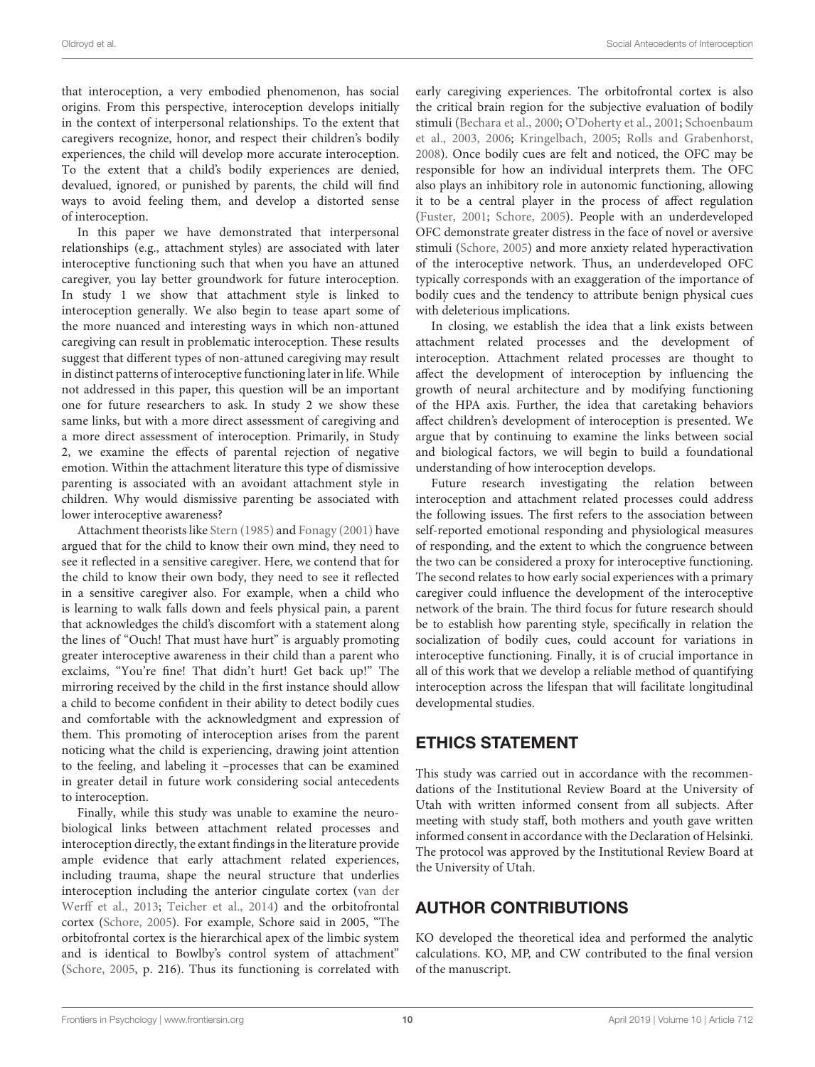that interoception, a very embodied phenomenon, has social origins. From this perspective, interoception develops initially in the context of interpersonal relationships. To the extent that caregivers recognize, honor, and respect their children's bodily experiences, the child will develop more accurate interoception. To the extent that a child's bodily experiences are denied, devalued, ignored, or punished by parents, the child will find ways to avoid feeling them, and develop a distorted sense of interoception.

In this paper we have demonstrated that interpersonal relationships (e.g., attachment styles) are associated with later interoceptive functioning such that when you have an attuned caregiver, you lay better groundwork for future interoception. In study 1 we show that attachment style is linked to interoception generally. We also begin to tease apart some of the more nuanced and interesting ways in which non-attuned caregiving can result in problematic interoception. These results suggest that different types of non-attuned caregiving may result in distinct patterns of interoceptive functioning later in life. While not addressed in this paper, this question will be an important one for future researchers to ask. In study 2 we show these same links, but with a more direct assessment of caregiving and a more direct assessment of interoception. Primarily, in Study 2, we examine the effects of parental rejection of negative emotion. Within the attachment literature this type of dismissive parenting is associated with an avoidant attachment style in children. Why would dismissive parenting be associated with lower interoceptive awareness?

Attachment theorists like Stern (1985) and Fonagy (2001) have argued that for the child to know their own mind, they need to see it reflected in a sensitive caregiver. Here, we contend that for the child to know their own body, they need to see it reflected in a sensitive caregiver also. For example, when a child who is learning to walk falls down and feels physical pain, a parent that acknowledges the child's discomfort with a statement along the lines of "Ouch! That must have hurt" is arguably promoting greater interoceptive awareness in their child than a parent who exclaims, "You're fine! That didn't hurt! Get back up!" The mirroring received by the child in the first instance should allow a child to become confident in their ability to detect bodily cues and comfortable with the acknowledgment and expression of them. This promoting of interoception arises from the parent noticing what the child is experiencing, drawing joint attention to the feeling, and labeling it –processes that can be examined in greater detail in future work considering social antecedents to interoception.

Finally, while this study was unable to examine the neurobiological links between attachment related processes and interoception directly, the extant findings in the literature provide ample evidence that early attachment related experiences, including trauma, shape the neural structure that underlies interoception including the anterior cingulate cortex (van der Werff et al., 2013; Teicher et al., 2014) and the orbitofrontal cortex (Schore, 2005). For example, Schore said in 2005, "The orbitofrontal cortex is the hierarchical apex of the limbic system and is identical to Bowlby's control system of attachment" (Schore, 2005, p. 216). Thus its functioning is correlated with early caregiving experiences. The orbitofrontal cortex is also the critical brain region for the subjective evaluation of bodily stimuli (Bechara et al., 2000; O'Doherty et al., 2001; Schoenbaum et al., 2003, 2006; Kringelbach, 2005; Rolls and Grabenhorst, 2008). Once bodily cues are felt and noticed, the OFC may be responsible for how an individual interprets them. The OFC also plays an inhibitory role in autonomic functioning, allowing it to be a central player in the process of affect regulation (Fuster, 2001; Schore, 2005). People with an underdeveloped OFC demonstrate greater distress in the face of novel or aversive stimuli (Schore, 2005) and more anxiety related hyperactivation of the interoceptive network. Thus, an underdeveloped OFC typically corresponds with an exaggeration of the importance of bodily cues and the tendency to attribute benign physical cues with deleterious implications.

In closing, we establish the idea that a link exists between attachment related processes and the development of interoception. Attachment related processes are thought to affect the development of interoception by influencing the growth of neural architecture and by modifying functioning of the HPA axis. Further, the idea that caretaking behaviors affect children's development of interoception is presented. We argue that by continuing to examine the links between social and biological factors, we will begin to build a foundational understanding of how interoception develops.

Future research investigating the relation between interoception and attachment related processes could address the following issues. The first refers to the association between self-reported emotional responding and physiological measures of responding, and the extent to which the congruence between the two can be considered a proxy for interoceptive functioning. The second relates to how early social experiences with a primary caregiver could influence the development of the interoceptive network of the brain. The third focus for future research should be to establish how parenting style, specifically in relation the socialization of bodily cues, could account for variations in interoceptive functioning. Finally, it is of crucial importance in all of this work that we develop a reliable method of quantifying interoception across the lifespan that will facilitate longitudinal developmental studies.

## ETHICS STATEMENT

This study was carried out in accordance with the recommendations of the Institutional Review Board at the University of Utah with written informed consent from all subjects. After meeting with study staff, both mothers and youth gave written informed consent in accordance with the Declaration of Helsinki. The protocol was approved by the Institutional Review Board at the University of Utah.

## AUTHOR CONTRIBUTIONS

KO developed the theoretical idea and performed the analytic calculations. KO, MP, and CW contributed to the final version of the manuscript.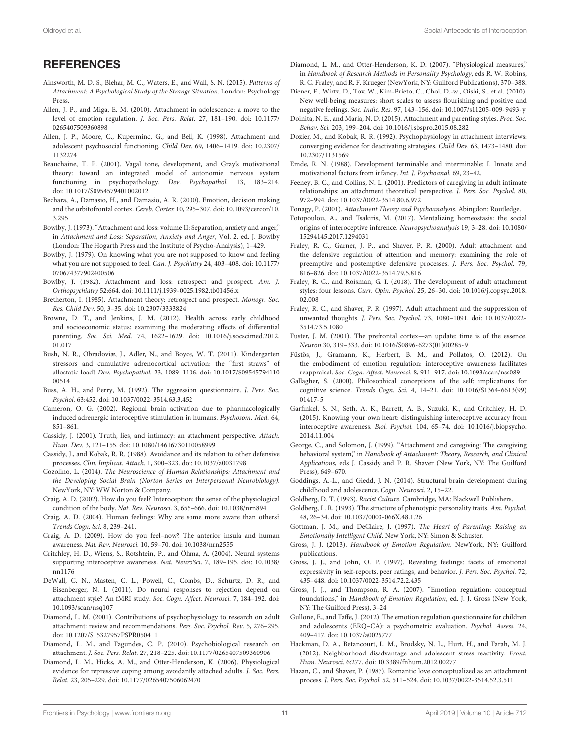## REFERENCES

Ainsworth, M. D. S., Blehar, M. C., Waters, E., and Wall, S. N. (2015). *Patterns of Attachment: A Psychological Study of the Strange Situation*. London: Psychology Press.

Allen, J. P., and Miga, E. M. (2010). Attachment in adolescence: a move to the level of emotion regulation. *J. Soc. Pers. Relat.* 27, 181–190. doi: 10.1177/0265407509360898

Allen, J. P., Moore, C., Kuperminc, G., and Bell, K. (1998). Attachment and adolescent psychosocial functioning. *Child Dev.* 69, 1406–1419. doi: 10.2307/1132274

Beauchaine, T. P. (2001). Vagal tone, development, and Gray's motivational theory: toward an integrated model of autonomic nervous system functioning in psychopathology. *Dev. Psychopathol.* 13, 183–214. doi: 10.1017/S0954579401002012

Bechara, A., Damasio, H., and Damasio, A. R. (2000). Emotion, decision making and the orbitofrontal cortex. *Cereb. Cortex* 10, 295–307. doi: 10.1093/cercor/10.3.295

Bowlby, J. (1973). "Attachment and loss: volume II: Separation, anxiety and anger," in *Attachment and Loss: Separation, Anxiety and Anger*, Vol. 2. ed. J. Bowlby (London: The Hogarth Press and the Institute of Psycho-Analysis), 1–429.

Bowlby, J. (1979). On knowing what you are not supposed to know and feeling what you are not supposed to feel. *Can. J. Psychiatry* 24, 403–408. doi: 10.1177/070674377902400506

Bowlby, J. (1982). Attachment and loss: retrospect and prospect. *Am. J. Orthopsychiatry* 52:664. doi: 10.1111/j.1939-0025.1982.tb01456.x

Bretherton, I. (1985). Attachment theory: retrospect and prospect. *Monogr. Soc. Res. Child Dev.* 50, 3–35. doi: 10.2307/3333824

Browne, D. T., and Jenkins, J. M. (2012). Health across early childhood and socioeconomic status: examining the moderating effects of differential parenting. *Soc. Sci. Med.* 74, 1622–1629. doi: 10.1016/j.socscimed.2012.01.017

Bush, N. R., Obradoviæ, J., Adler, N., and Boyce, W. T. (2011). Kindergarten stressors and cumulative adrenocortical activation: the "first straws" of allostatic load? *Dev. Psychopathol.* 23, 1089–1106. doi: 10.1017/S0954579411000514

Buss, A. H., and Perry, M. (1992). The aggression questionnaire. *J. Pers. Soc. Psychol.* 63:452. doi: 10.1037/0022-3514.63.3.452

Cameron, O. G. (2002). Regional brain activation due to pharmacologically induced adrenergic interoceptive stimulation in humans. *Psychosom. Med.* 64, 851–861.

Cassidy, J. (2001). Truth, lies, and intimacy: an attachment perspective. *Attach. Hum. Dev.* 3, 121–155. doi: 10.1080/14616730110058999

Cassidy, J., and Kobak, R. R. (1988). Avoidance and its relation to other defensive processes. *Clin. Implicat. Attach.* 1, 300–323. doi: 10.1037/a0031798

Cozolino, L. (2014). *The Neuroscience of Human Relationships: Attachment and the Developing Social Brain (Norton Series on Interpersonal Neurobiology)*. NewYork, NY: WW Norton & Company.

Craig, A. D. (2002). How do you feel? Interoception: the sense of the physiological condition of the body. *Nat. Rev. Neurosci.* 3, 655–666. doi: 10.1038/nrn894

Craig, A. D. (2004). Human feelings: Why are some more aware than others? *Trends Cogn. Sci.* 8, 239–241.

Craig, A. D. (2009). How do you feel–now? The anterior insula and human awareness. *Nat. Rev. Neurosci.* 10, 59–70. doi: 10.1038/nrn2555

Critchley, H. D., Wiens, S., Rotshtein, P., and Öhma, A. (2004). Neural systems supporting interoceptive awareness. *Nat. NeuroSci*. 7, 189–195. doi: 10.1038/nn1176

DeWall, C. N., Masten, C. L., Powell, C., Combs, D., Schurtz, D. R., and Eisenberger, N. I. (2011). Do neural responses to rejection depend on attachment style? An fMRI study. *Soc. Cogn. Affect. Neurosci.* 7, 184–192. doi: 10.1093/scan/nsq107

Diamond, L. M. (2001). Contributions of psychophysiology to research on adult attachment: review and recommendations. *Pers. Soc. Psychol. Rev.* 5, 276–295. doi: 10.1207/S15327957PSPR0504_1

Diamond, L. M., and Fagundes, C. P. (2010). Psychobiological research on attachment. *J. Soc. Pers. Relat.* 27, 218–225. doi: 10.1177/0265407509360906

Diamond, L. M., Hicks, A. M., and Otter-Henderson, K. (2006). Physiological evidence for repressive coping among avoidantly attached adults. *J. Soc. Pers. Relat.* 23, 205–229. doi: 10.1177/0265407506062470

Diamond, L. M., and Otter-Henderson, K. D. (2007). "Physiological measures," in *Handbook of Research Methods in Personality Psychology*, eds R. W. Robins, R. C. Fraley, and R. F. Krueger (NewYork, NY: Guilford Publications), 370–388.

Diener, E., Wirtz, D., Tov, W., Kim-Prieto, C., Choi, D.-w., Oishi, S., et al. (2010). New well-being measures: short scales to assess flourishing and positive and negative feelings. *Soc. Indic. Res.* 97, 143–156. doi: 10.1007/s11205-009-9493-y

Doinita, N. E., and Maria, N. D. (2015). Attachment and parenting styles. *Proc. Soc. Behav. Sci.* 203, 199–204. doi: 10.1016/j.sbspro.2015.08.282

Dozier, M., and Kobak, R. R. (1992). Psychophysiology in attachment interviews: converging evidence for deactivating strategies. *Child Dev.* 63, 1473–1480. doi: 10.2307/1131569

Emde, R. N. (1988). Development terminable and interminable: I. Innate and motivational factors from infancy. *Int. J. Psychoanal.* 69, 23–42.

Feeney, B. C., and Collins, N. L. (2001). Predictors of caregiving in adult intimate relationships: an attachment theoretical perspective. *J. Pers. Soc. Psychol.* 80, 972–994. doi: 10.1037/0022-3514.80.6.972

Fonagy, P. (2001). *Attachment Theory and Psychoanalysis*. Abingdon: Routledge.

Fotopoulou, A., and Tsakiris, M. (2017). Mentalizing homeostasis: the social origins of interoceptive inference. *Neuropsychoanalysis* 19, 3–28. doi: 10.1080/15294145.2017.1294031

Fraley, R. C., Garner, J. P., and Shaver, P. R. (2000). Adult attachment and the defensive regulation of attention and memory: examining the role of preemptive and postemptive defensive processes. *J. Pers. Soc. Psychol.* 79, 816–826. doi: 10.1037/0022-3514.79.5.816

Fraley, R. C., and Roisman, G. I. (2018). The development of adult attachment styles: four lessons. *Curr. Opin. Psychol.* 25, 26–30. doi: 10.1016/j.copsyc.2018.02.008

Fraley, R. C., and Shaver, P. R. (1997). Adult attachment and the suppression of unwanted thoughts. *J. Pers. Soc. Psychol.* 73, 1080–1091. doi: 10.1037/0022-3514.73.5.1080

Fuster, J. M. (2001). The prefrontal cortex—an update: time is of the essence. *Neuron* 30, 319–333. doi: 10.1016/S0896-6273(01)00285-9

Füstös, J., Gramann, K., Herbert, B. M., and Pollatos, O. (2012). On the embodiment of emotion regulation: interoceptive awareness facilitates reappraisal. *Soc. Cogn. Affect. Neurosci.* 8, 911–917. doi: 10.1093/scan/nss089

Gallagher, S. (2000). Philosophical conceptions of the self: implications for cognitive science. *Trends Cogn. Sci.* 4, 14–21. doi: 10.1016/S1364-6613(99)01417-5

Garfinkel, S. N., Seth, A. K., Barrett, A. B., Suzuki, K., and Critchley, H. D. (2015). Knowing your own heart: distinguishing interoceptive accuracy from interoceptive awareness. *Biol. Psychol.* 104, 65–74. doi: 10.1016/j.biopsycho.2014.11.004

George, C., and Solomon, J. (1999). "Attachment and caregiving: The caregiving behavioral system," in *Handbook of Attachment: Theory, Research, and Clinical Applications*, eds J. Cassidy and P. R. Shaver (New York, NY: The Guilford Press), 649–670.

Goddings, A.-L., and Giedd, J. N. (2014). Structural brain development during childhood and adolescence. *Cogn. Neurosci.* 2, 15–22.

Goldberg, D. T. (1993). *Racist Culture*. Cambridge, MA: Blackwell Publishers.

Goldberg, L. R. (1993). The structure of phenotypic personality traits. *Am. Psychol.* 48, 26–34. doi: 10.1037/0003-066X.48.1.26

Gottman, J. M., and DeClaire, J. (1997). *The Heart of Parenting: Raising an Emotionally Intelligent Child*. New York, NY: Simon & Schuster.

Gross, J. J. (2013). *Handbook of Emotion Regulation*. NewYork, NY: Guilford publications.

Gross, J. J., and John, O. P. (1997). Revealing feelings: facets of emotional expressivity in self-reports, peer ratings, and behavior. *J. Pers. Soc. Psychol.* 72, 435–448. doi: 10.1037/0022-3514.72.2.435

Gross, J. J., and Thompson, R. A. (2007). "Emotion regulation: conceptual foundations," in *Handbook of Emotion Regulation*, ed. J. J. Gross (New York, NY: The Guilford Press), 3–24

Gullone, E., and Taffe, J. (2012). The emotion regulation questionnaire for children and adolescents (ERQ–CA): a psychometric evaluation. *Psychol. Assess.* 24, 409–417. doi: 10.1037/a0025777

Hackman, D. A., Betancourt, L. M., Brodsky, N. L., Hurt, H., and Farah, M. J. (2012). Neighborhood disadvantage and adolescent stress reactivity. *Front. Hum. Neurosci.* 6:277. doi: 10.3389/fnhum.2012.00277

Hazan, C., and Shaver, P. (1987). Romantic love conceptualized as an attachment process. *J. Pers. Soc. Psychol.* 52, 511–524. doi: 10.1037/0022-3514.52.3.511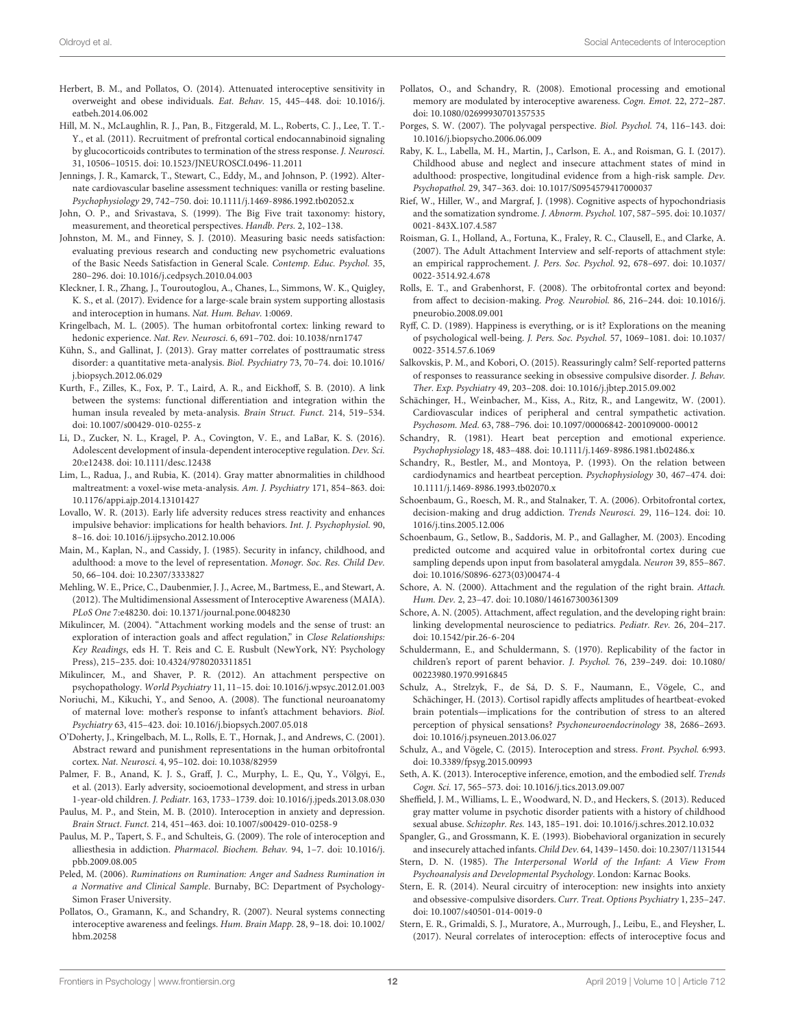Herbert, B. M., and Pollatos, O. (2014). Attenuated interoceptive sensitivity in overweight and obese individuals. *Eat. Behav.* 15, 445–448. doi: 10.1016/j.eatbeh.2014.06.002

Hill, M. N., McLaughlin, R. J., Pan, B., Fitzgerald, M. L., Roberts, C. J., Lee, T. T.-Y., et al. (2011). Recruitment of prefrontal cortical endocannabinoid signaling by glucocorticoids contributes to termination of the stress response. *J. Neurosci.* 31, 10506–10515. doi: 10.1523/JNEUROSCI.0496-11.2011

Jennings, J. R., Kamarck, T., Stewart, C., Eddy, M., and Johnson, P. (1992). Alternate cardiovascular baseline assessment techniques: vanilla or resting baseline. *Psychophysiology* 29, 742–750. doi: 10.1111/j.1469-8986.1992.tb02052.x

John, O. P., and Srivastava, S. (1999). The Big Five trait taxonomy: history, measurement, and theoretical perspectives. *Handb. Pers.* 2, 102–138.

Johnston, M. M., and Finney, S. J. (2010). Measuring basic needs satisfaction: evaluating previous research and conducting new psychometric evaluations of the Basic Needs Satisfaction in General Scale. *Contemp. Educ. Psychol.* 35, 280–296. doi: 10.1016/j.cedpsych.2010.04.003

Kleckner, I. R., Zhang, J., Touroutoglou, A., Chanes, L., Simmons, W. K., Quigley, K. S., et al. (2017). Evidence for a large-scale brain system supporting allostasis and interoception in humans. *Nat. Hum. Behav.* 1:0069.

Kringelbach, M. L. (2005). The human orbitofrontal cortex: linking reward to hedonic experience. *Nat. Rev. Neurosci.* 6, 691–702. doi: 10.1038/nrn1747

Kühn, S., and Gallinat, J. (2013). Gray matter correlates of posttraumatic stress disorder: a quantitative meta-analysis. *Biol. Psychiatry* 73, 70–74. doi: 10.1016/j.biopsych.2012.06.029

Kurth, F., Zilles, K., Fox, P. T., Laird, A. R., and Eickhoff, S. B. (2010). A link between the systems: functional differentiation and integration within the human insula revealed by meta-analysis. *Brain Struct. Funct.* 214, 519–534. doi: 10.1007/s00429-010-0255-z

Li, D., Zucker, N. L., Kragel, P. A., Covington, V. E., and LaBar, K. S. (2016). Adolescent development of insula-dependent interoceptive regulation. *Dev. Sci.* 20:e12438. doi: 10.1111/desc.12438

Lim, L., Radua, J., and Rubia, K. (2014). Gray matter abnormalities in childhood maltreatment: a voxel-wise meta-analysis. *Am. J. Psychiatry* 171, 854–863. doi: 10.1176/appi.ajp.2014.13101427

Lovallo, W. R. (2013). Early life adversity reduces stress reactivity and enhances impulsive behavior: implications for health behaviors. *Int. J. Psychophysiol.* 90, 8–16. doi: 10.1016/j.ijpsycho.2012.10.006

Main, M., Kaplan, N., and Cassidy, J. (1985). Security in infancy, childhood, and adulthood: a move to the level of representation. *Monogr. Soc. Res. Child Dev.* 50, 66–104. doi: 10.2307/3333827

Mehling, W. E., Price, C., Daubenmier, J. J., Acree, M., Bartmess, E., and Stewart, A. (2012). The Multidimensional Assessment of Interoceptive Awareness (MAIA). *PLoS One* 7:e48230. doi: 10.1371/journal.pone.0048230

Mikulincer, M. (2004). "Attachment working models and the sense of trust: an exploration of interaction goals and affect regulation," in *Close Relationships: Key Readings*, eds H. T. Reis and C. E. Rusbult (NewYork, NY: Psychology Press), 215–235. doi: 10.4324/9780203311851

Mikulincer, M., and Shaver, P. R. (2012). An attachment perspective on psychopathology. *World Psychiatry* 11, 11–15. doi: 10.1016/j.wpsyc.2012.01.003

Noriuchi, M., Kikuchi, Y., and Senoo, A. (2008). The functional neuroanatomy of maternal love: mother's response to infant's attachment behaviors. *Biol. Psychiatry* 63, 415–423. doi: 10.1016/j.biopsych.2007.05.018

O'Doherty, J., Kringelbach, M. L., Rolls, E. T., Hornak, J., and Andrews, C. (2001). Abstract reward and punishment representations in the human orbitofrontal cortex. *Nat. Neurosci.* 4, 95–102. doi: 10.1038/82959

Palmer, F. B., Anand, K. J. S., Graff, J. C., Murphy, L. E., Qu, Y., Völgyi, E., et al. (2013). Early adversity, socioemotional development, and stress in urban 1-year-old children. *J. Pediatr.* 163, 1733–1739. doi: 10.1016/j.jpeds.2013.08.030

Paulus, M. P., and Stein, M. B. (2010). Interoception in anxiety and depression. *Brain Struct. Funct.* 214, 451–463. doi: 10.1007/s00429-010-0258-9

Paulus, M. P., Tapert, S. F., and Schulteis, G. (2009). The role of interoception and alliesthesia in addiction. *Pharmacol. Biochem. Behav.* 94, 1–7. doi: 10.1016/j.pbb.2009.08.005

Peled, M. (2006). *Ruminations on Rumination: Anger and Sadness Rumination in a Normative and Clinical Sample*. Burnaby, BC: Department of Psychology-Simon Fraser University.

Pollatos, O., Gramann, K., and Schandry, R. (2007). Neural systems connecting interoceptive awareness and feelings. *Hum. Brain Mapp.* 28, 9–18. doi: 10.1002/hbm.20258

Pollatos, O., and Schandry, R. (2008). Emotional processing and emotional memory are modulated by interoceptive awareness. *Cogn. Emot.* 22, 272–287. doi: 10.1080/02699930701357535

Porges, S. W. (2007). The polyvagal perspective. *Biol. Psychol.* 74, 116–143. doi: 10.1016/j.biopsycho.2006.06.009

Raby, K. L., Labella, M. H., Martin, J., Carlson, E. A., and Roisman, G. I. (2017). Childhood abuse and neglect and insecure attachment states of mind in adulthood: prospective, longitudinal evidence from a high-risk sample. *Dev. Psychopathol.* 29, 347–363. doi: 10.1017/S0954579417000037

Rief, W., Hiller, W., and Margraf, J. (1998). Cognitive aspects of hypochondriasis and the somatization syndrome. *J. Abnorm. Psychol.* 107, 587–595. doi: 10.1037/0021-843X.107.4.587

Roisman, G. I., Holland, A., Fortuna, K., Fraley, R. C., Clausell, E., and Clarke, A. (2007). The Adult Attachment Interview and self-reports of attachment style: an empirical rapprochement. *J. Pers. Soc. Psychol.* 92, 678–697. doi: 10.1037/0022-3514.92.4.678

Rolls, E. T., and Grabenhorst, F. (2008). The orbitofrontal cortex and beyond: from affect to decision-making. *Prog. Neurobiol.* 86, 216–244. doi: 10.1016/j.pneurobio.2008.09.001

Ryff, C. D. (1989). Happiness is everything, or is it? Explorations on the meaning of psychological well-being. *J. Pers. Soc. Psychol.* 57, 1069–1081. doi: 10.1037/0022-3514.57.6.1069

Salkovskis, P. M., and Kobori, O. (2015). Reassuringly calm? Self-reported patterns of responses to reassurance seeking in obsessive compulsive disorder. *J. Behav. Ther. Exp. Psychiatry* 49, 203–208. doi: 10.1016/j.jbtep.2015.09.002

Schächinger, H., Weinbacher, M., Kiss, A., Ritz, R., and Langewitz, W. (2001). Cardiovascular indices of peripheral and central sympathetic activation. *Psychosom. Med.* 63, 788–796. doi: 10.1097/00006842-200109000-00012

Schandry, R. (1981). Heart beat perception and emotional experience. *Psychophysiology* 18, 483–488. doi: 10.1111/j.1469-8986.1981.tb02486.x

Schandry, R., Bestler, M., and Montoya, P. (1993). On the relation between cardiodynamics and heartbeat perception. *Psychophysiology* 30, 467–474. doi: 10.1111/j.1469-8986.1993.tb02070.x

Schoenbaum, G., Roesch, M. R., and Stalnaker, T. A. (2006). Orbitofrontal cortex, decision-making and drug addiction. *Trends Neurosci.* 29, 116–124. doi: 10.1016/j.tins.2005.12.006

Schoenbaum, G., Setlow, B., Saddoris, M. P., and Gallagher, M. (2003). Encoding predicted outcome and acquired value in orbitofrontal cortex during cue sampling depends upon input from basolateral amygdala. *Neuron* 39, 855–867. doi: 10.1016/S0896-6273(03)00474-4

Schore, A. N. (2000). Attachment and the regulation of the right brain. *Attach. Hum. Dev.* 2, 23–47. doi: 10.1080/146167300361309

Schore, A. N. (2005). Attachment, affect regulation, and the developing right brain: linking developmental neuroscience to pediatrics. *Pediatr. Rev.* 26, 204–217. doi: 10.1542/pir.26-6-204

Schuldermann, E., and Schuldermann, S. (1970). Replicability of the factor in children's report of parent behavior. *J. Psychol.* 76, 239–249. doi: 10.1080/00223980.1970.9916845

Schulz, A., Strelzyk, F., de Sá, D. S. F., Naumann, E., Vögele, C., and Schächinger, H. (2013). Cortisol rapidly affects amplitudes of heartbeat-evoked brain potentials—implications for the contribution of stress to an altered perception of physical sensations? *Psychoneuroendocrinology* 38, 2686–2693. doi: 10.1016/j.psyneuen.2013.06.027

Schulz, A., and Vögele, C. (2015). Interoception and stress. *Front. Psychol.* 6:993. doi: 10.3389/fpsyg.2015.00993

Seth, A. K. (2013). Interoceptive inference, emotion, and the embodied self. *Trends Cogn. Sci.* 17, 565–573. doi: 10.1016/j.tics.2013.09.007

Sheffield, J. M., Williams, L. E., Woodward, N. D., and Heckers, S. (2013). Reduced gray matter volume in psychotic disorder patients with a history of childhood sexual abuse. *Schizophr. Res.* 143, 185–191. doi: 10.1016/j.schres.2012.10.032

Spangler, G., and Grossmann, K. E. (1993). Biobehavioral organization in securely and insecurely attached infants. *Child Dev.* 64, 1439–1450. doi: 10.2307/1131544

Stern, D. N. (1985). *The Interpersonal World of the Infant: A View From Psychoanalysis and Developmental Psychology*. London: Karnac Books.

Stern, E. R. (2014). Neural circuitry of interoception: new insights into anxiety and obsessive-compulsive disorders. *Curr. Treat. Options Psychiatry* 1, 235–247. doi: 10.1007/s40501-014-0019-0

Stern, E. R., Grimaldi, S. J., Muratore, A., Murrough, J., Leibu, E., and Fleysher, L. (2017). Neural correlates of interoception: effects of interoceptive focus and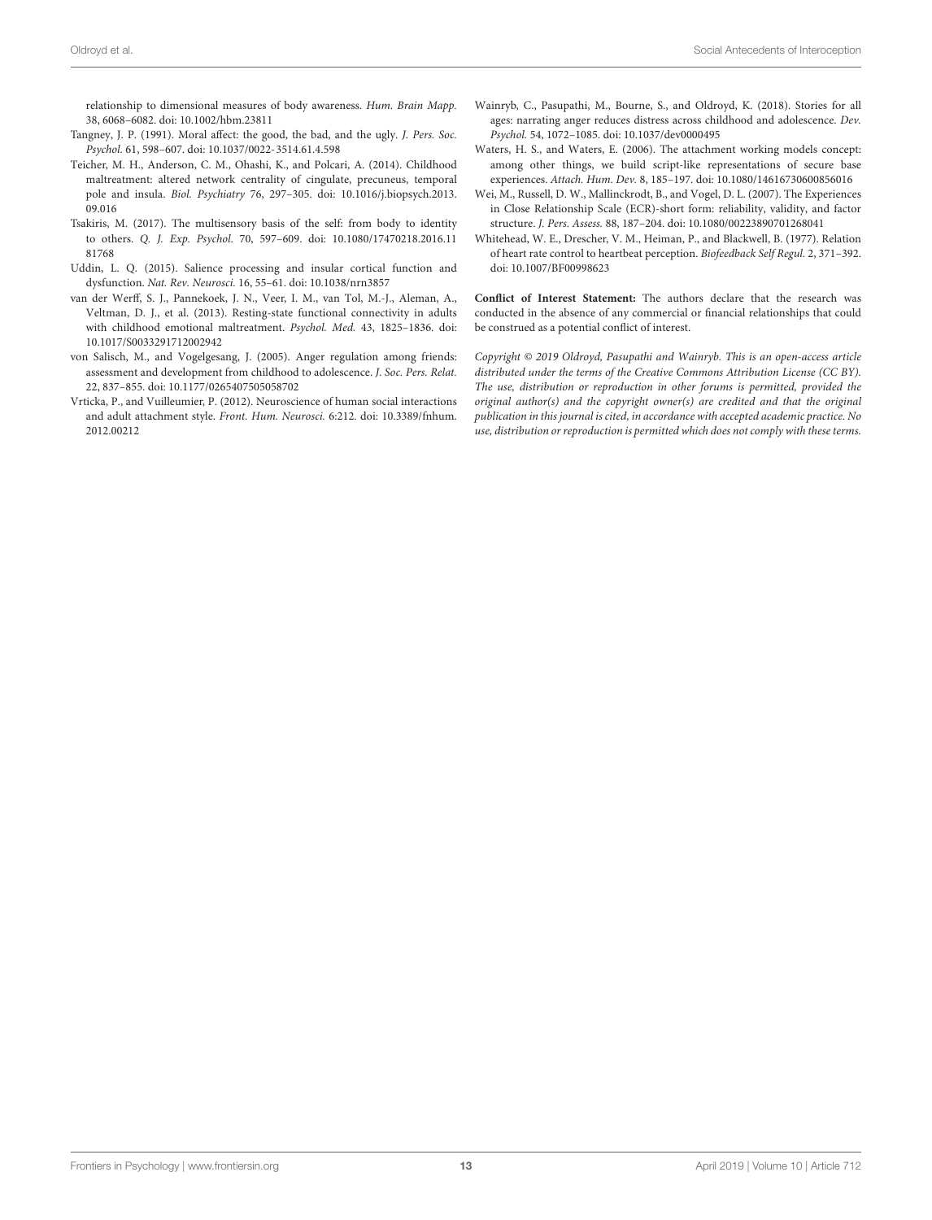relationship to dimensional measures of body awareness. *Hum. Brain Mapp.* 38, 6068–6082. doi: 10.1002/hbm.23811

Tangney, J. P. (1991). Moral affect: the good, the bad, and the ugly. *J. Pers. Soc. Psychol.* 61, 598–607. doi: 10.1037/0022-3514.61.4.598

Teicher, M. H., Anderson, C. M., Ohashi, K., and Polcari, A. (2014). Childhood maltreatment: altered network centrality of cingulate, precuneus, temporal pole and insula. *Biol. Psychiatry* 76, 297–305. doi: 10.1016/j.biopsych.2013.09.016

Tsakiris, M. (2017). The multisensory basis of the self: from body to identity to others. *Q. J. Exp. Psychol.* 70, 597–609. doi: 10.1080/17470218.2016.1181768

Uddin, L. Q. (2015). Salience processing and insular cortical function and dysfunction. *Nat. Rev. Neurosci.* 16, 55–61. doi: 10.1038/nrn3857

van der Werff, S. J., Pannekoek, J. N., Veer, I. M., van Tol, M.-J., Aleman, A., Veltman, D. J., et al. (2013). Resting-state functional connectivity in adults with childhood emotional maltreatment. *Psychol. Med.* 43, 1825–1836. doi: 10.1017/S0033291712002942

von Salisch, M., and Vogelgesang, J. (2005). Anger regulation among friends: assessment and development from childhood to adolescence. *J. Soc. Pers. Relat.* 22, 837–855. doi: 10.1177/0265407505058702

Vrticka, P., and Vuilleumier, P. (2012). Neuroscience of human social interactions and adult attachment style. *Front. Hum. Neurosci.* 6:212. doi: 10.3389/fnhum.2012.00212

Wainryb, C., Pasupathi, M., Bourne, S., and Oldroyd, K. (2018). Stories for all ages: narrating anger reduces distress across childhood and adolescence. *Dev. Psychol.* 54, 1072–1085. doi: 10.1037/dev0000495

Waters, H. S., and Waters, E. (2006). The attachment working models concept: among other things, we build script-like representations of secure base experiences. *Attach. Hum. Dev.* 8, 185–197. doi: 10.1080/14616730600856016

Wei, M., Russell, D. W., Mallinckrodt, B., and Vogel, D. L. (2007). The Experiences in Close Relationship Scale (ECR)-short form: reliability, validity, and factor structure. *J. Pers. Assess.* 88, 187–204. doi: 10.1080/00223890701268041

Whitehead, W. E., Drescher, V. M., Heiman, P., and Blackwell, B. (1977). Relation of heart rate control to heartbeat perception. *Biofeedback Self Regul.* 2, 371–392. doi: 10.1007/BF00998623

**Conflict of Interest Statement:** The authors declare that the research was conducted in the absence of any commercial or financial relationships that could be construed as a potential conflict of interest.

*Copyright © 2019 Oldroyd, Pasupathi and Wainryb. This is an open-access article distributed under the terms of the Creative Commons Attribution License (CC BY). The use, distribution or reproduction in other forums is permitted, provided the original author(s) and the copyright owner(s) are credited and that the original publication in this journal is cited, in accordance with accepted academic practice. No use, distribution or reproduction is permitted which does not comply with these terms.*